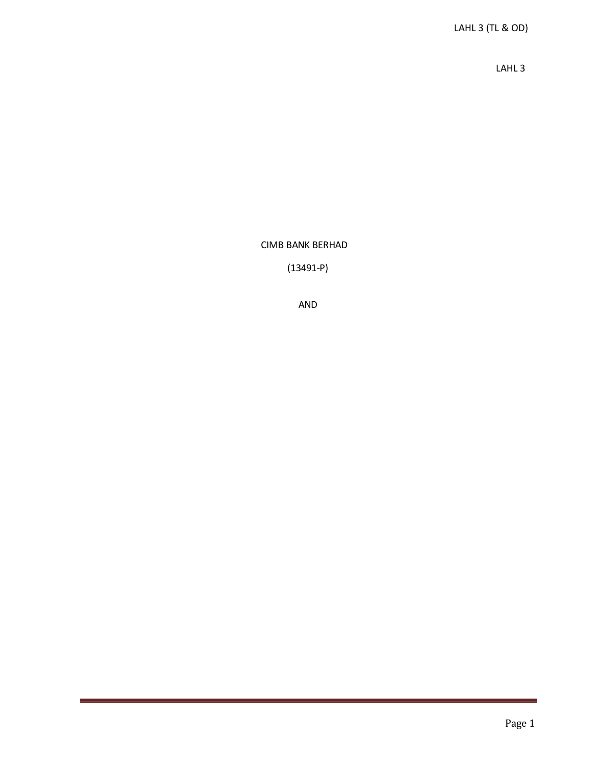LAHL 3

CIMB BANK BERHAD

(13491-P)

AND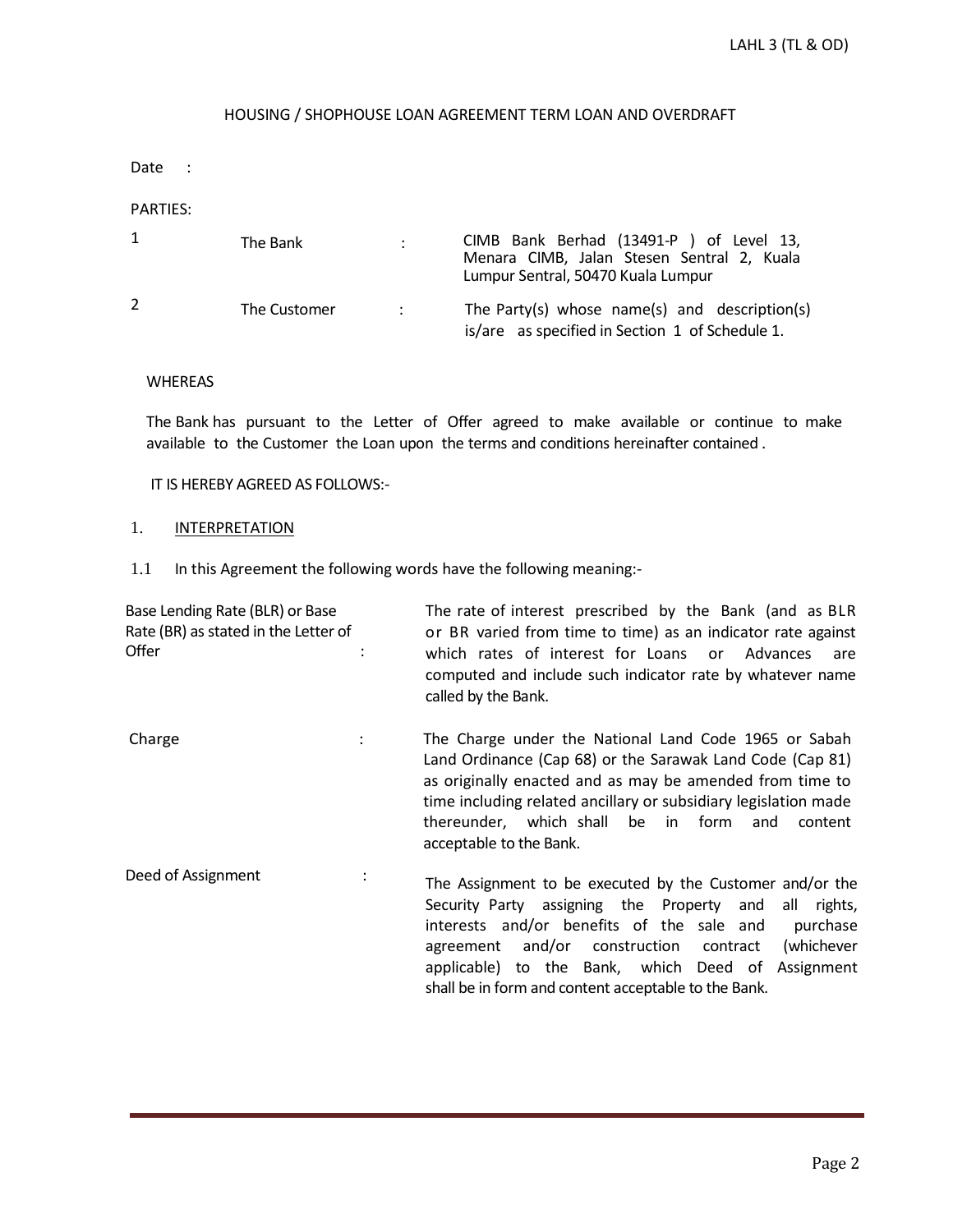## HOUSING / SHOPHOUSE LOAN AGREEMENT TERM LOAN AND OVERDRAFT

Date :

PARTIES:

| | | | |
|---|---|---|---|
| 1 | The Bank | : | CIMB Bank Berhad (13491-P ) of Level 13, Menara CIMB, Jalan Stesen Sentral 2, Kuala Lumpur Sentral, 50470 Kuala Lumpur |
| 2 | The Customer | : | The Party(s) whose name(s) and description(s) is/are as specified in Section 1 of Schedule 1. |

WHEREAS

The Bank has pursuant to the Letter of Offer agreed to make available or continue to make available to the Customer the Loan upon the terms and conditions hereinafter contained .

IT IS HEREBY AGREED AS FOLLOWS:-

1. INTERPRETATION

1.1 In this Agreement the following words have the following meaning:-

| | | |
|---|---|---|
| Base Lending Rate (BLR) or Base Rate (BR) as stated in the Letter of Offer | : | The rate of interest prescribed by the Bank (and as BLR or BR varied from time to time) as an indicator rate against which rates of interest for Loans or Advances are computed and include such indicator rate by whatever name called by the Bank. |
| Charge | : | The Charge under the National Land Code 1965 or Sabah Land Ordinance (Cap 68) or the Sarawak Land Code (Cap 81) as originally enacted and as may be amended from time to time including related ancillary or subsidiary legislation made thereunder, which shall be in form and content acceptable to the Bank. |
| Deed of Assignment | : | The Assignment to be executed by the Customer and/or the Security Party assigning the Property and all rights, interests and/or benefits of the sale and purchase agreement and/or construction contract (whichever applicable) to the Bank, which Deed of Assignment shall be in form and content acceptable to the Bank. |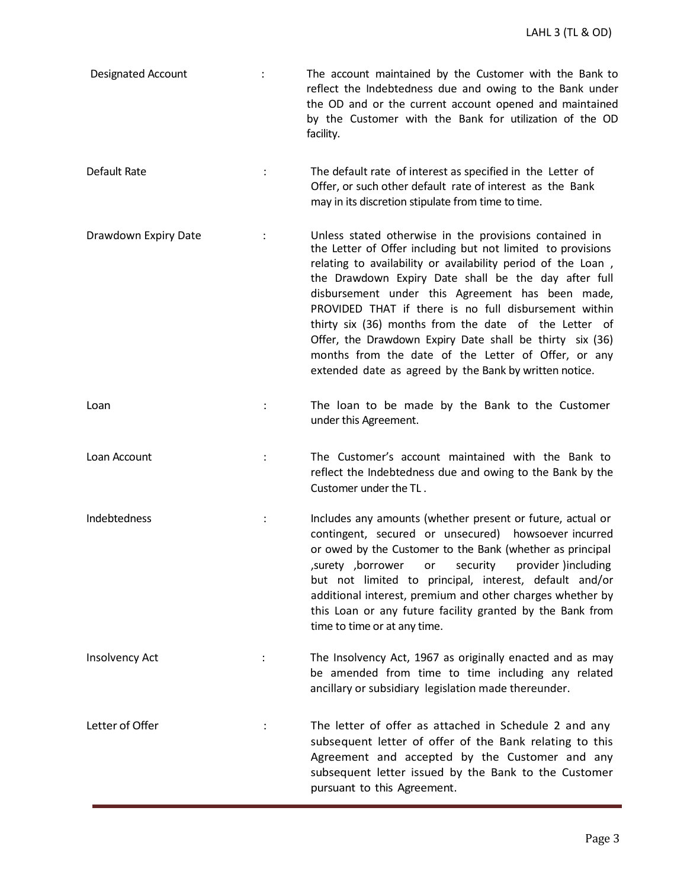| | | |
|---|---|---|
| Designated Account | : | The account maintained by the Customer with the Bank to reflect the Indebtedness due and owing to the Bank under the OD and or the current account opened and maintained by the Customer with the Bank for utilization of the OD facility. |
| Default Rate | : | The default rate of interest as specified in the Letter of Offer, or such other default rate of interest as the Bank may in its discretion stipulate from time to time. |
| Drawdown Expiry Date | : | Unless stated otherwise in the provisions contained in the Letter of Offer including but not limited to provisions relating to availability or availability period of the Loan , the Drawdown Expiry Date shall be the day after full disbursement under this Agreement has been made, PROVIDED THAT if there is no full disbursement within thirty six (36) months from the date of the Letter of Offer, the Drawdown Expiry Date shall be thirty six (36) months from the date of the Letter of Offer, or any extended date as agreed by the Bank by written notice. |
| Loan | : | The loan to be made by the Bank to the Customer under this Agreement. |
| Loan Account | : | The Customer's account maintained with the Bank to reflect the Indebtedness due and owing to the Bank by the Customer under the TL . |
| Indebtedness | : | Includes any amounts (whether present or future, actual or contingent, secured or unsecured) howsoever incurred or owed by the Customer to the Bank (whether as principal ,surety ,borrower or security provider )including but not limited to principal, interest, default and/or additional interest, premium and other charges whether by this Loan or any future facility granted by the Bank from time to time or at any time. |
| Insolvency Act | : | The Insolvency Act, 1967 as originally enacted and as may be amended from time to time including any related ancillary or subsidiary legislation made thereunder. |
| Letter of Offer | : | The letter of offer as attached in Schedule 2 and any subsequent letter of offer of the Bank relating to this Agreement and accepted by the Customer and any subsequent letter issued by the Bank to the Customer pursuant to this Agreement. |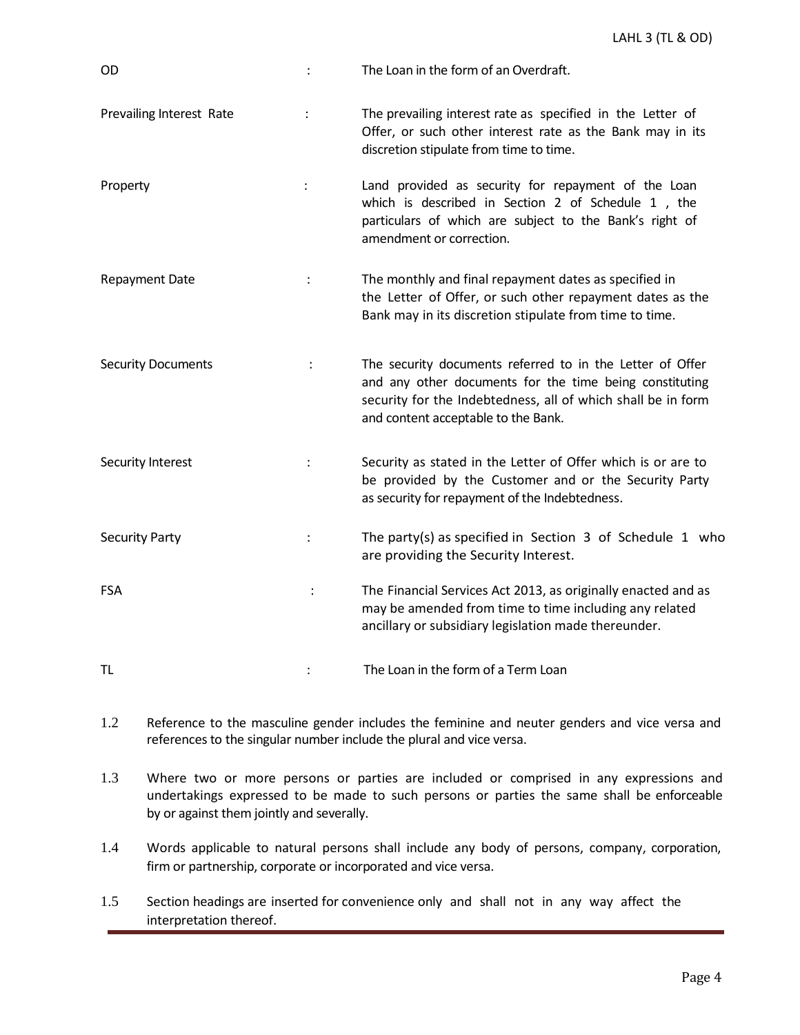| | | |
|---|---|---|
| OD | : | The Loan in the form of an Overdraft. |
| Prevailing Interest Rate | : | The prevailing interest rate as specified in the Letter of Offer, or such other interest rate as the Bank may in its discretion stipulate from time to time. |
| Property | : | Land provided as security for repayment of the Loan which is described in Section 2 of Schedule 1 , the particulars of which are subject to the Bank's right of amendment or correction. |
| Repayment Date | : | The monthly and final repayment dates as specified in the Letter of Offer, or such other repayment dates as the Bank may in its discretion stipulate from time to time. |
| Security Documents | : | The security documents referred to in the Letter of Offer and any other documents for the time being constituting security for the Indebtedness, all of which shall be in form and content acceptable to the Bank. |
| Security Interest | : | Security as stated in the Letter of Offer which is or are to be provided by the Customer and or the Security Party as security for repayment of the Indebtedness. |
| Security Party | : | The party(s) as specified in Section 3 of Schedule 1 who are providing the Security Interest. |
| FSA | : | The Financial Services Act 2013, as originally enacted and as may be amended from time to time including any related ancillary or subsidiary legislation made thereunder. |
| TL | : | The Loan in the form of a Term Loan |

1.2 Reference to the masculine gender includes the feminine and neuter genders and vice versa and references to the singular number include the plural and vice versa.

1.3 Where two or more persons or parties are included or comprised in any expressions and undertakings expressed to be made to such persons or parties the same shall be enforceable by or against them jointly and severally.

1.4 Words applicable to natural persons shall include any body of persons, company, corporation, firm or partnership, corporate or incorporated and vice versa.

1.5 Section headings are inserted for convenience only and shall not in any way affect the interpretation thereof.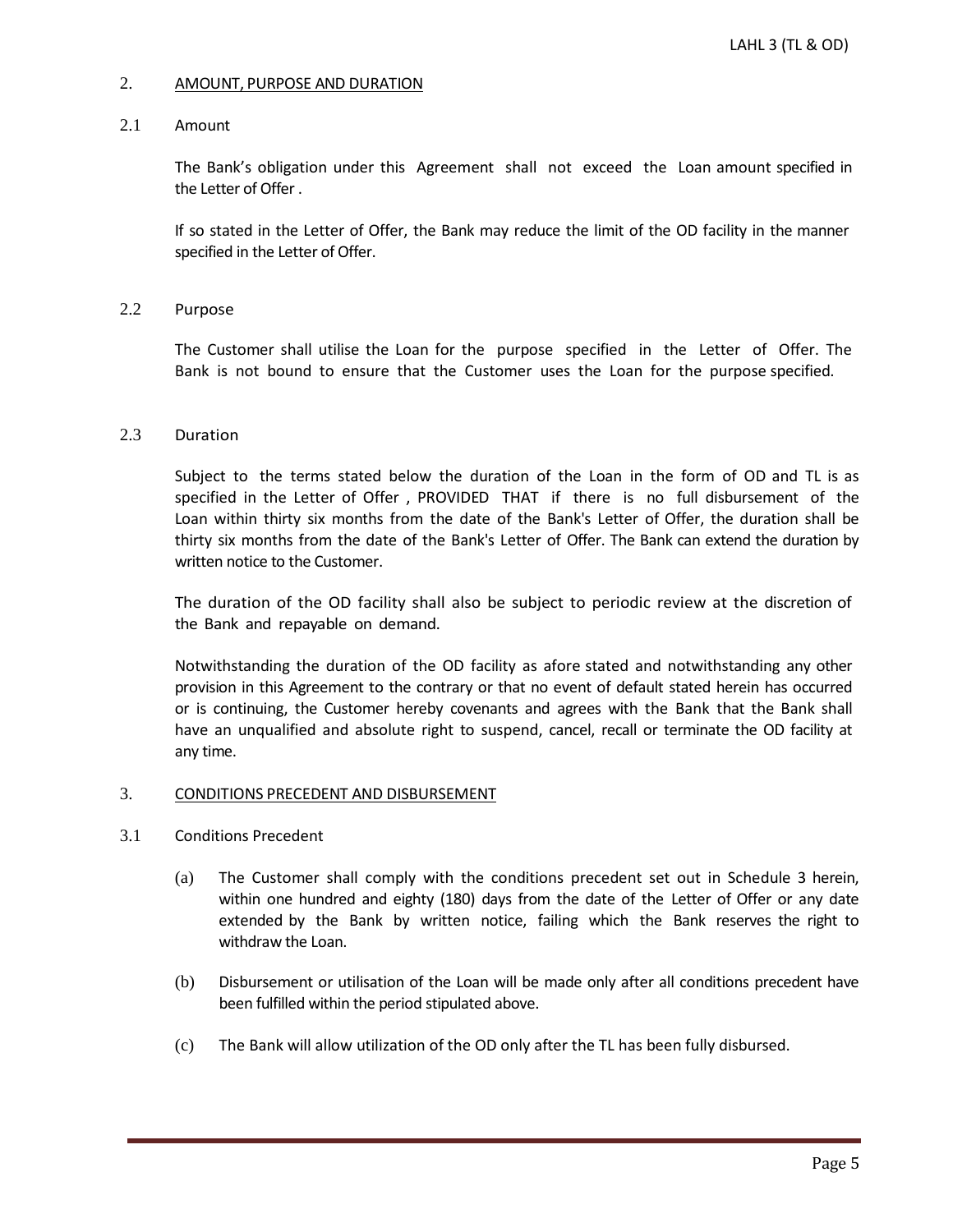## 2. AMOUNT, PURPOSE AND DURATION

### 2.1 Amount

The Bank's obligation under this Agreement shall not exceed the Loan amount specified in the Letter of Offer .

If so stated in the Letter of Offer, the Bank may reduce the limit of the OD facility in the manner specified in the Letter of Offer.

### 2.2 Purpose

The Customer shall utilise the Loan for the purpose specified in the Letter of Offer. The Bank is not bound to ensure that the Customer uses the Loan for the purpose specified.

### 2.3 Duration

Subject to the terms stated below the duration of the Loan in the form of OD and TL is as specified in the Letter of Offer , PROVIDED THAT if there is no full disbursement of the Loan within thirty six months from the date of the Bank's Letter of Offer, the duration shall be thirty six months from the date of the Bank's Letter of Offer. The Bank can extend the duration by written notice to the Customer.

The duration of the OD facility shall also be subject to periodic review at the discretion of the Bank and repayable on demand.

Notwithstanding the duration of the OD facility as afore stated and notwithstanding any other provision in this Agreement to the contrary or that no event of default stated herein has occurred or is continuing, the Customer hereby covenants and agrees with the Bank that the Bank shall have an unqualified and absolute right to suspend, cancel, recall or terminate the OD facility at any time.

## 3. CONDITIONS PRECEDENT AND DISBURSEMENT

### 3.1 Conditions Precedent

(a) The Customer shall comply with the conditions precedent set out in Schedule 3 herein, within one hundred and eighty (180) days from the date of the Letter of Offer or any date extended by the Bank by written notice, failing which the Bank reserves the right to withdraw the Loan.

(b) Disbursement or utilisation of the Loan will be made only after all conditions precedent have been fulfilled within the period stipulated above.

(c) The Bank will allow utilization of the OD only after the TL has been fully disbursed.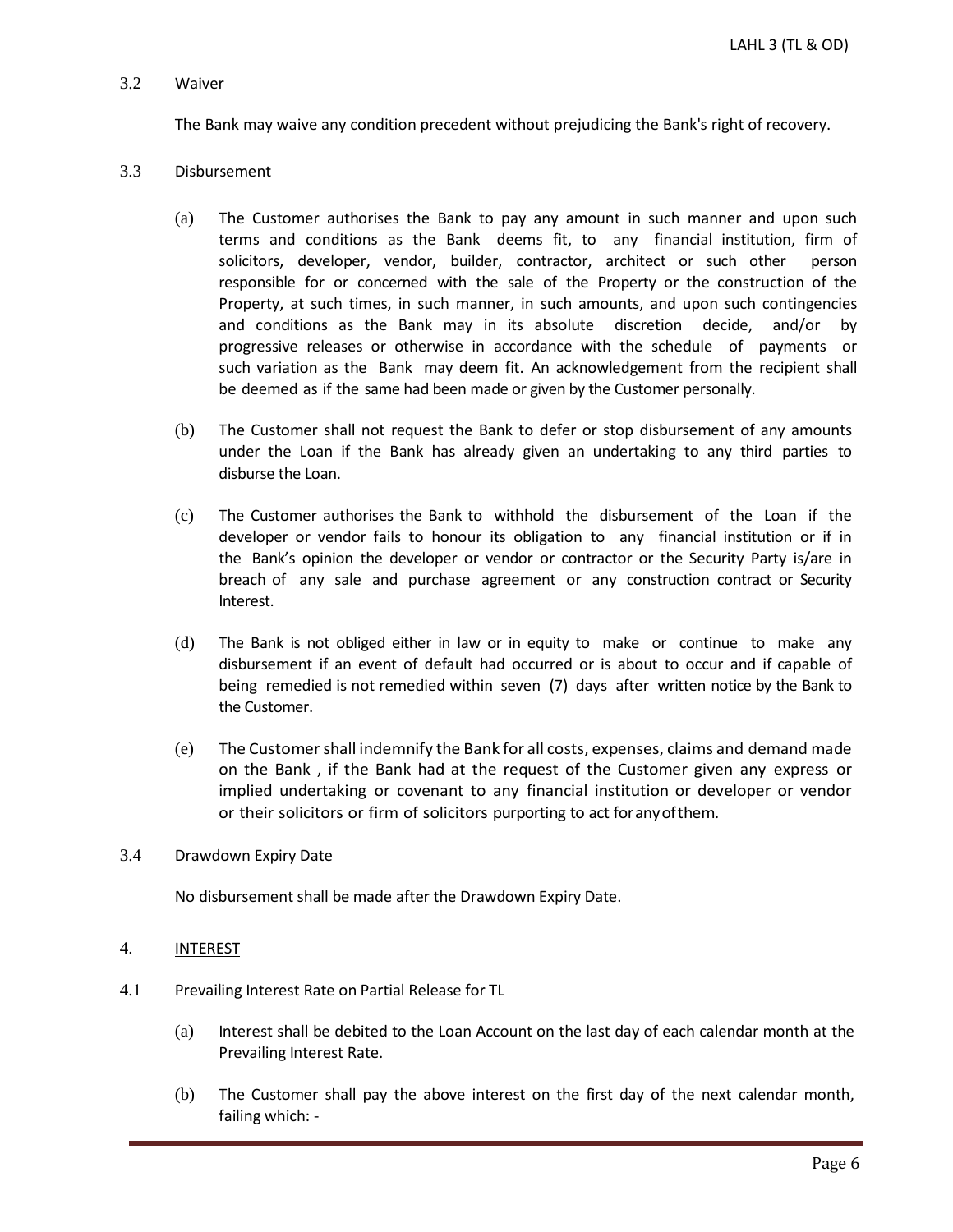3.2 Waiver

The Bank may waive any condition precedent without prejudicing the Bank's right of recovery.

3.3 Disbursement

(a) The Customer authorises the Bank to pay any amount in such manner and upon such terms and conditions as the Bank deems fit, to any financial institution, firm of solicitors, developer, vendor, builder, contractor, architect or such other person responsible for or concerned with the sale of the Property or the construction of the Property, at such times, in such manner, in such amounts, and upon such contingencies and conditions as the Bank may in its absolute discretion decide, and/or by progressive releases or otherwise in accordance with the schedule of payments or such variation as the Bank may deem fit. An acknowledgement from the recipient shall be deemed as if the same had been made or given by the Customer personally.

(b) The Customer shall not request the Bank to defer or stop disbursement of any amounts under the Loan if the Bank has already given an undertaking to any third parties to disburse the Loan.

(c) The Customer authorises the Bank to withhold the disbursement of the Loan if the developer or vendor fails to honour its obligation to any financial institution or if in the Bank's opinion the developer or vendor or contractor or the Security Party is/are in breach of any sale and purchase agreement or any construction contract or Security Interest.

(d) The Bank is not obliged either in law or in equity to make or continue to make any disbursement if an event of default had occurred or is about to occur and if capable of being remedied is not remedied within seven (7) days after written notice by the Bank to the Customer.

(e) The Customer shall indemnify the Bank for all costs, expenses, claims and demand made on the Bank , if the Bank had at the request of the Customer given any express or implied undertaking or covenant to any financial institution or developer or vendor or their solicitors or firm of solicitors purporting to act for any of them.

3.4 Drawdown Expiry Date

No disbursement shall be made after the Drawdown Expiry Date.

## 4. INTEREST

4.1 Prevailing Interest Rate on Partial Release for TL

(a) Interest shall be debited to the Loan Account on the last day of each calendar month at the Prevailing Interest Rate.

(b) The Customer shall pay the above interest on the first day of the next calendar month, failing which: -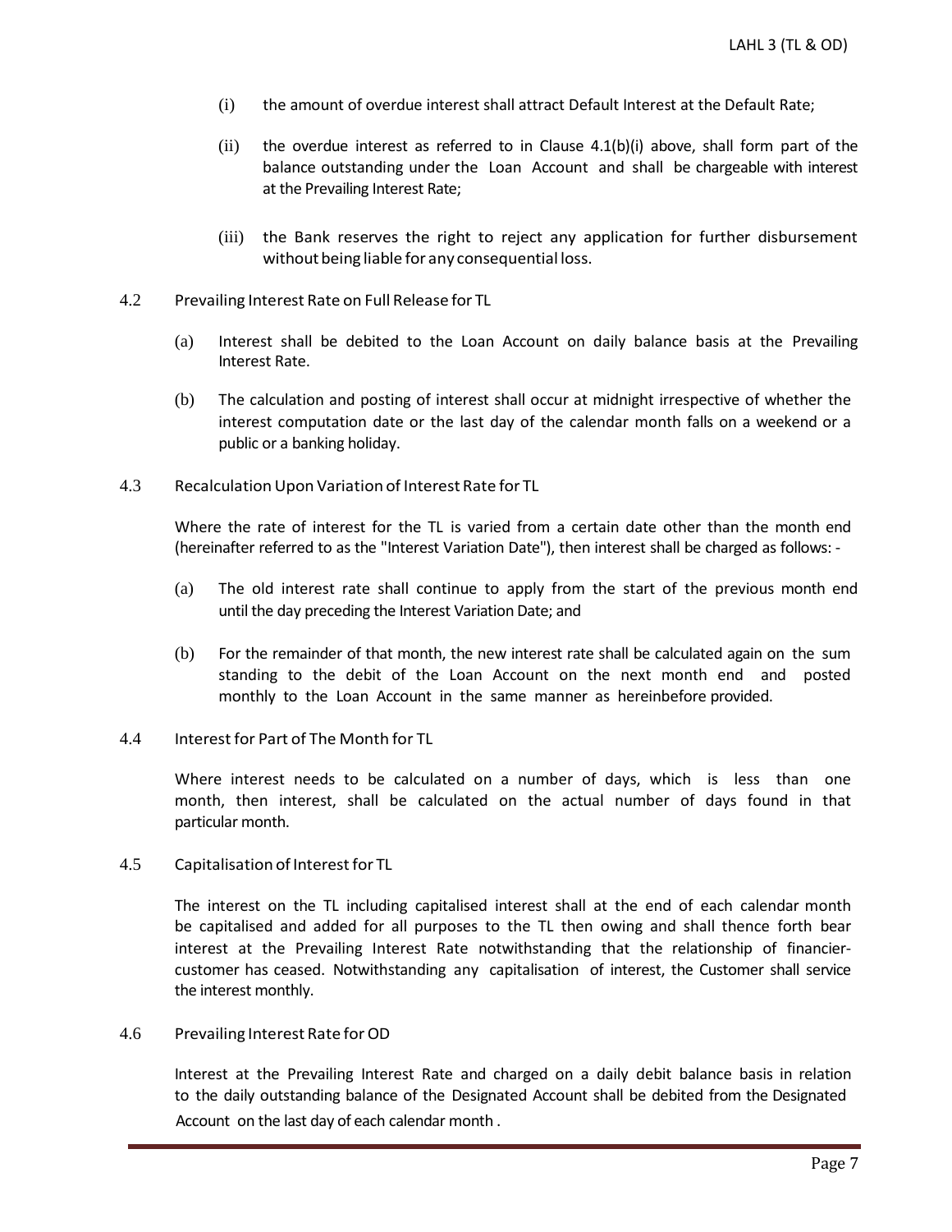(i) the amount of overdue interest shall attract Default Interest at the Default Rate;

(ii) the overdue interest as referred to in Clause 4.1(b)(i) above, shall form part of the balance outstanding under the Loan Account and shall be chargeable with interest at the Prevailing Interest Rate;

(iii) the Bank reserves the right to reject any application for further disbursement without being liable for any consequential loss.

4.2 Prevailing Interest Rate on Full Release for TL

(a) Interest shall be debited to the Loan Account on daily balance basis at the Prevailing Interest Rate.

(b) The calculation and posting of interest shall occur at midnight irrespective of whether the interest computation date or the last day of the calendar month falls on a weekend or a public or a banking holiday.

4.3 Recalculation Upon Variation of Interest Rate for TL

Where the rate of interest for the TL is varied from a certain date other than the month end (hereinafter referred to as the "Interest Variation Date"), then interest shall be charged as follows: -

(a) The old interest rate shall continue to apply from the start of the previous month end until the day preceding the Interest Variation Date; and

(b) For the remainder of that month, the new interest rate shall be calculated again on the sum standing to the debit of the Loan Account on the next month end and posted monthly to the Loan Account in the same manner as hereinbefore provided.

4.4 Interest for Part of The Month for TL

Where interest needs to be calculated on a number of days, which is less than one month, then interest, shall be calculated on the actual number of days found in that particular month.

4.5 Capitalisation of Interest for TL

The interest on the TL including capitalised interest shall at the end of each calendar month be capitalised and added for all purposes to the TL then owing and shall thence forth bear interest at the Prevailing Interest Rate notwithstanding that the relationship of financier-customer has ceased. Notwithstanding any capitalisation of interest, the Customer shall service the interest monthly.

4.6 Prevailing Interest Rate for OD

Interest at the Prevailing Interest Rate and charged on a daily debit balance basis in relation to the daily outstanding balance of the Designated Account shall be debited from the Designated Account on the last day of each calendar month .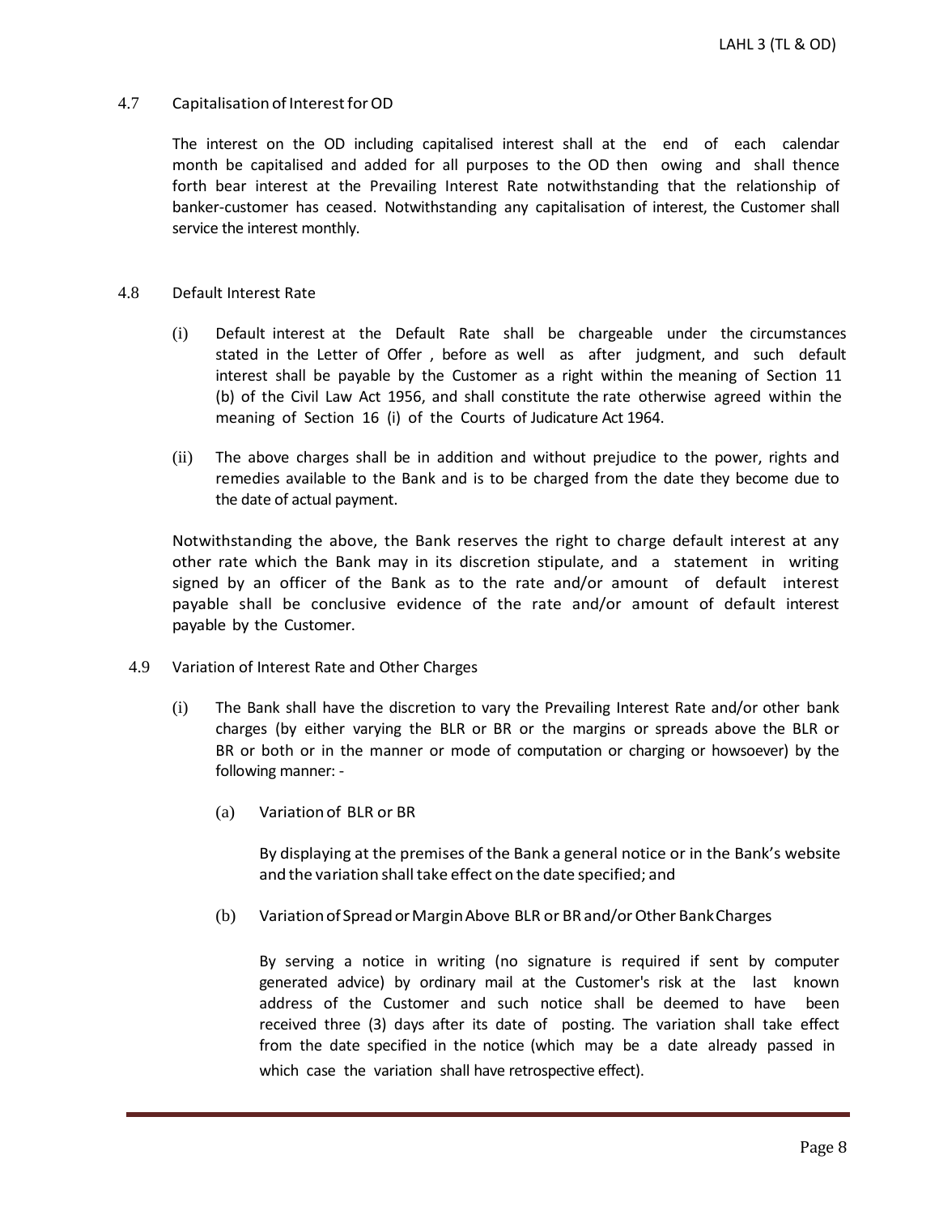### 4.7 Capitalisation of Interest for OD

The interest on the OD including capitalised interest shall at the end of each calendar month be capitalised and added for all purposes to the OD then owing and shall thence forth bear interest at the Prevailing Interest Rate notwithstanding that the relationship of banker-customer has ceased. Notwithstanding any capitalisation of interest, the Customer shall service the interest monthly.

### 4.8 Default Interest Rate

(i) Default interest at the Default Rate shall be chargeable under the circumstances stated in the Letter of Offer , before as well as after judgment, and such default interest shall be payable by the Customer as a right within the meaning of Section 11 (b) of the Civil Law Act 1956, and shall constitute the rate otherwise agreed within the meaning of Section 16 (i) of the Courts of Judicature Act 1964.

(ii) The above charges shall be in addition and without prejudice to the power, rights and remedies available to the Bank and is to be charged from the date they become due to the date of actual payment.

Notwithstanding the above, the Bank reserves the right to charge default interest at any other rate which the Bank may in its discretion stipulate, and a statement in writing signed by an officer of the Bank as to the rate and/or amount of default interest payable shall be conclusive evidence of the rate and/or amount of default interest payable by the Customer.

### 4.9 Variation of Interest Rate and Other Charges

(i) The Bank shall have the discretion to vary the Prevailing Interest Rate and/or other bank charges (by either varying the BLR or BR or the margins or spreads above the BLR or BR or both or in the manner or mode of computation or charging or howsoever) by the following manner: -

(a) Variation of BLR or BR

By displaying at the premises of the Bank a general notice or in the Bank's website and the variation shall take effect on the date specified; and

(b) Variation of Spread or Margin Above BLR or BR and/or Other Bank Charges

By serving a notice in writing (no signature is required if sent by computer generated advice) by ordinary mail at the Customer's risk at the last known address of the Customer and such notice shall be deemed to have been received three (3) days after its date of posting. The variation shall take effect from the date specified in the notice (which may be a date already passed in which case the variation shall have retrospective effect).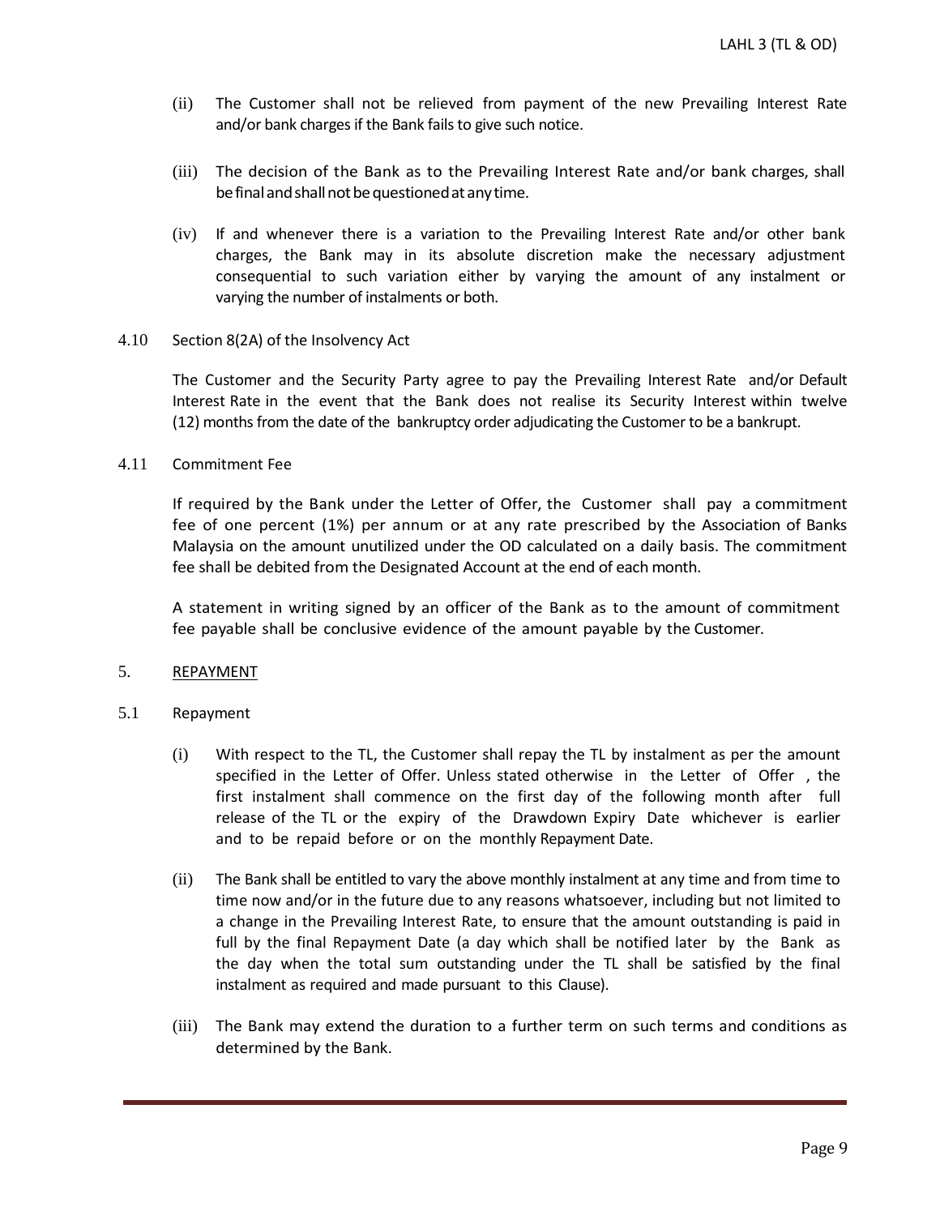(ii) The Customer shall not be relieved from payment of the new Prevailing Interest Rate and/or bank charges if the Bank fails to give such notice.

(iii) The decision of the Bank as to the Prevailing Interest Rate and/or bank charges, shall be final and shall not be questioned at any time.

(iv) If and whenever there is a variation to the Prevailing Interest Rate and/or other bank charges, the Bank may in its absolute discretion make the necessary adjustment consequential to such variation either by varying the amount of any instalment or varying the number of instalments or both.

4.10 Section 8(2A) of the Insolvency Act

The Customer and the Security Party agree to pay the Prevailing Interest Rate and/or Default Interest Rate in the event that the Bank does not realise its Security Interest within twelve (12) months from the date of the bankruptcy order adjudicating the Customer to be a bankrupt.

4.11 Commitment Fee

If required by the Bank under the Letter of Offer, the Customer shall pay a commitment fee of one percent (1%) per annum or at any rate prescribed by the Association of Banks Malaysia on the amount unutilized under the OD calculated on a daily basis. The commitment fee shall be debited from the Designated Account at the end of each month.

A statement in writing signed by an officer of the Bank as to the amount of commitment fee payable shall be conclusive evidence of the amount payable by the Customer.

## 5. REPAYMENT

5.1 Repayment

(i) With respect to the TL, the Customer shall repay the TL by instalment as per the amount specified in the Letter of Offer. Unless stated otherwise in the Letter of Offer , the first instalment shall commence on the first day of the following month after full release of the TL or the expiry of the Drawdown Expiry Date whichever is earlier and to be repaid before or on the monthly Repayment Date.

(ii) The Bank shall be entitled to vary the above monthly instalment at any time and from time to time now and/or in the future due to any reasons whatsoever, including but not limited to a change in the Prevailing Interest Rate, to ensure that the amount outstanding is paid in full by the final Repayment Date (a day which shall be notified later by the Bank as the day when the total sum outstanding under the TL shall be satisfied by the final instalment as required and made pursuant to this Clause).

(iii) The Bank may extend the duration to a further term on such terms and conditions as determined by the Bank.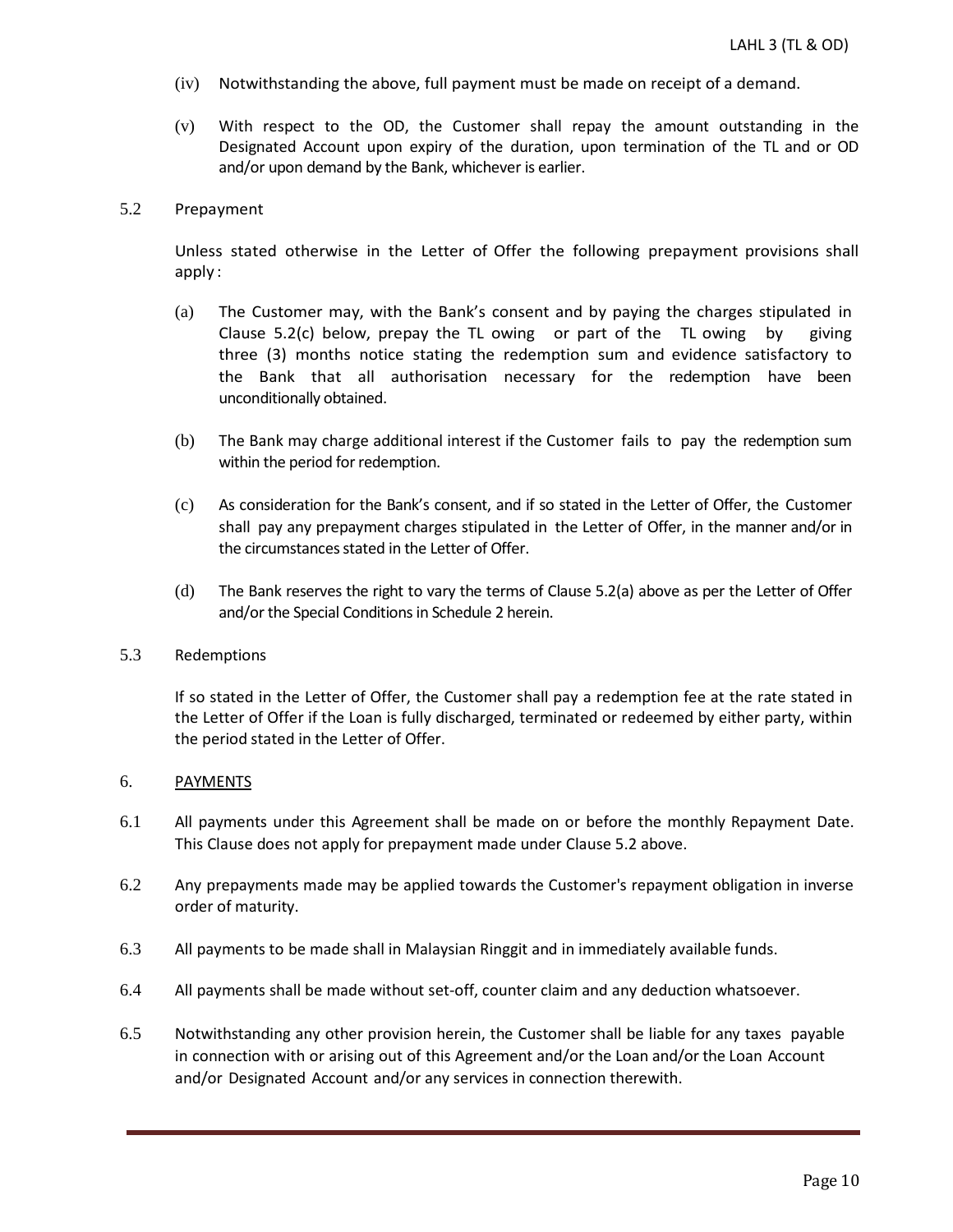(iv) Notwithstanding the above, full payment must be made on receipt of a demand.

(v) With respect to the OD, the Customer shall repay the amount outstanding in the Designated Account upon expiry of the duration, upon termination of the TL and or OD and/or upon demand by the Bank, whichever is earlier.

5.2 Prepayment

Unless stated otherwise in the Letter of Offer the following prepayment provisions shall apply :

(a) The Customer may, with the Bank's consent and by paying the charges stipulated in Clause 5.2(c) below, prepay the TL owing or part of the TL owing by giving three (3) months notice stating the redemption sum and evidence satisfactory to the Bank that all authorisation necessary for the redemption have been unconditionally obtained.

(b) The Bank may charge additional interest if the Customer fails to pay the redemption sum within the period for redemption.

(c) As consideration for the Bank's consent, and if so stated in the Letter of Offer, the Customer shall pay any prepayment charges stipulated in the Letter of Offer, in the manner and/or in the circumstances stated in the Letter of Offer.

(d) The Bank reserves the right to vary the terms of Clause 5.2(a) above as per the Letter of Offer and/or the Special Conditions in Schedule 2 herein.

5.3 Redemptions

If so stated in the Letter of Offer, the Customer shall pay a redemption fee at the rate stated in the Letter of Offer if the Loan is fully discharged, terminated or redeemed by either party, within the period stated in the Letter of Offer.

6. <u>PAYMENTS</u>

6.1 All payments under this Agreement shall be made on or before the monthly Repayment Date. This Clause does not apply for prepayment made under Clause 5.2 above.

6.2 Any prepayments made may be applied towards the Customer's repayment obligation in inverse order of maturity.

6.3 All payments to be made shall in Malaysian Ringgit and in immediately available funds.

6.4 All payments shall be made without set-off, counter claim and any deduction whatsoever.

6.5 Notwithstanding any other provision herein, the Customer shall be liable for any taxes payable in connection with or arising out of this Agreement and/or the Loan and/or the Loan Account and/or Designated Account and/or any services in connection therewith.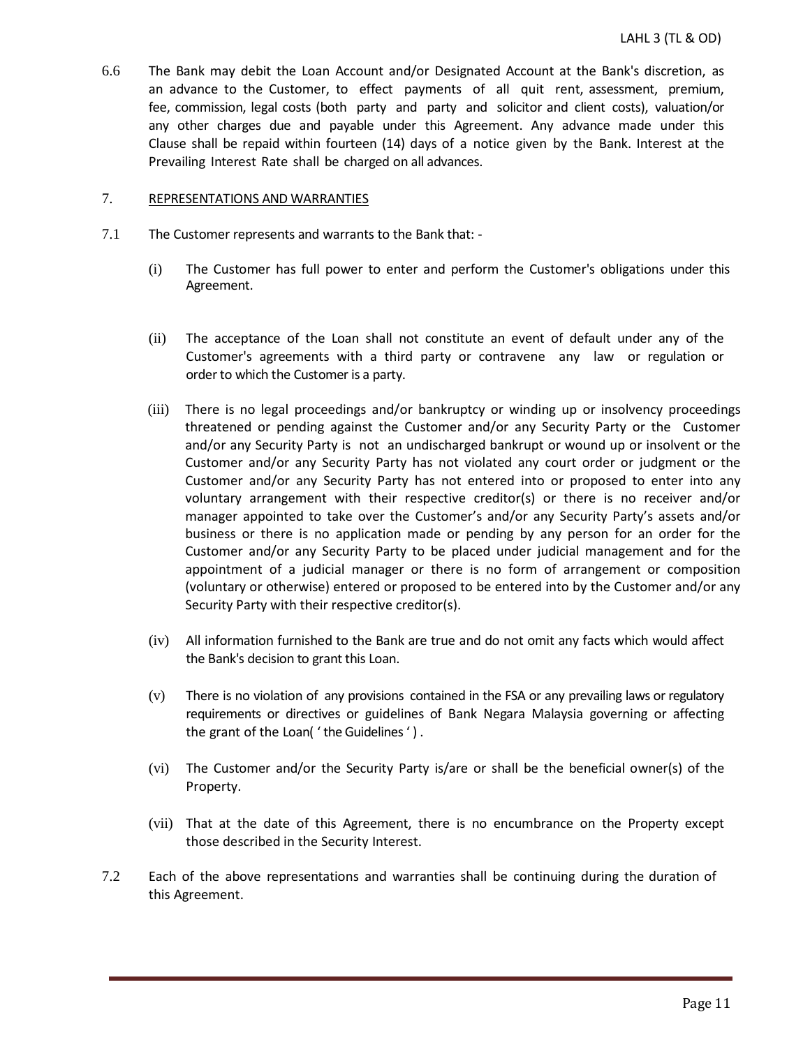6.6 The Bank may debit the Loan Account and/or Designated Account at the Bank's discretion, as an advance to the Customer, to effect payments of all quit rent, assessment, premium, fee, commission, legal costs (both party and party and solicitor and client costs), valuation/or any other charges due and payable under this Agreement. Any advance made under this Clause shall be repaid within fourteen (14) days of a notice given by the Bank. Interest at the Prevailing Interest Rate shall be charged on all advances.

## 7. REPRESENTATIONS AND WARRANTIES

7.1 The Customer represents and warrants to the Bank that: -

(i) The Customer has full power to enter and perform the Customer's obligations under this Agreement.

(ii) The acceptance of the Loan shall not constitute an event of default under any of the Customer's agreements with a third party or contravene any law or regulation or order to which the Customer is a party.

(iii) There is no legal proceedings and/or bankruptcy or winding up or insolvency proceedings threatened or pending against the Customer and/or any Security Party or the Customer and/or any Security Party is not an undischarged bankrupt or wound up or insolvent or the Customer and/or any Security Party has not violated any court order or judgment or the Customer and/or any Security Party has not entered into or proposed to enter into any voluntary arrangement with their respective creditor(s) or there is no receiver and/or manager appointed to take over the Customer's and/or any Security Party's assets and/or business or there is no application made or pending by any person for an order for the Customer and/or any Security Party to be placed under judicial management and for the appointment of a judicial manager or there is no form of arrangement or composition (voluntary or otherwise) entered or proposed to be entered into by the Customer and/or any Security Party with their respective creditor(s).

(iv) All information furnished to the Bank are true and do not omit any facts which would affect the Bank's decision to grant this Loan.

(v) There is no violation of any provisions contained in the FSA or any prevailing laws or regulatory requirements or directives or guidelines of Bank Negara Malaysia governing or affecting the grant of the Loan( ' the Guidelines ' ) .

(vi) The Customer and/or the Security Party is/are or shall be the beneficial owner(s) of the Property.

(vii) That at the date of this Agreement, there is no encumbrance on the Property except those described in the Security Interest.

7.2 Each of the above representations and warranties shall be continuing during the duration of this Agreement.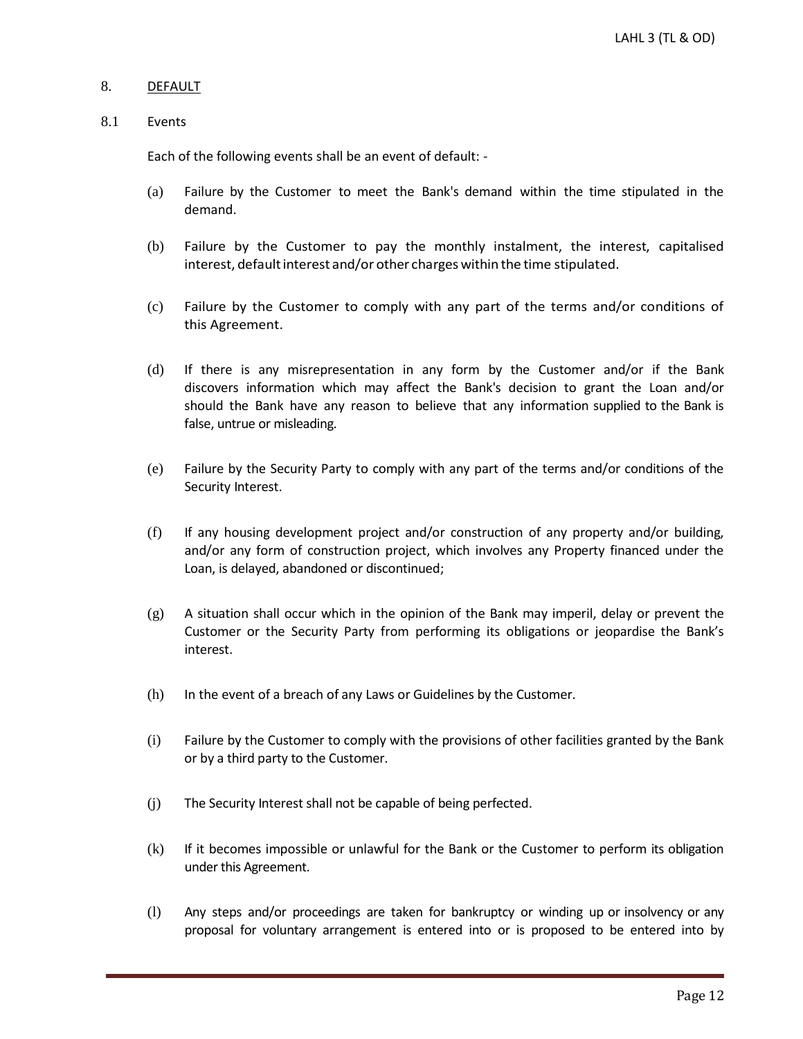## 8. DEFAULT

### 8.1 Events

Each of the following events shall be an event of default: -

(a) Failure by the Customer to meet the Bank's demand within the time stipulated in the demand.

(b) Failure by the Customer to pay the monthly instalment, the interest, capitalised interest, default interest and/or other charges within the time stipulated.

(c) Failure by the Customer to comply with any part of the terms and/or conditions of this Agreement.

(d) If there is any misrepresentation in any form by the Customer and/or if the Bank discovers information which may affect the Bank's decision to grant the Loan and/or should the Bank have any reason to believe that any information supplied to the Bank is false, untrue or misleading.

(e) Failure by the Security Party to comply with any part of the terms and/or conditions of the Security Interest.

(f) If any housing development project and/or construction of any property and/or building, and/or any form of construction project, which involves any Property financed under the Loan, is delayed, abandoned or discontinued;

(g) A situation shall occur which in the opinion of the Bank may imperil, delay or prevent the Customer or the Security Party from performing its obligations or jeopardise the Bank's interest.

(h) In the event of a breach of any Laws or Guidelines by the Customer.

(i) Failure by the Customer to comply with the provisions of other facilities granted by the Bank or by a third party to the Customer.

(j) The Security Interest shall not be capable of being perfected.

(k) If it becomes impossible or unlawful for the Bank or the Customer to perform its obligation under this Agreement.

(l) Any steps and/or proceedings are taken for bankruptcy or winding up or insolvency or any proposal for voluntary arrangement is entered into or is proposed to be entered into by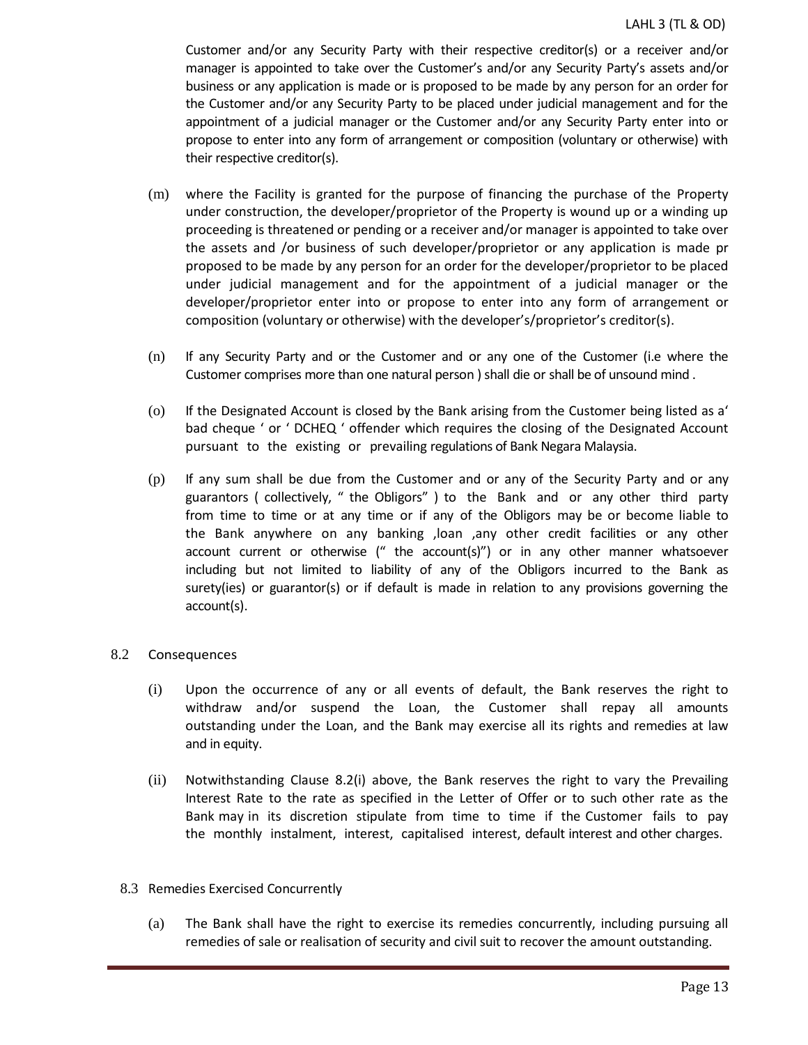Customer and/or any Security Party with their respective creditor(s) or a receiver and/or manager is appointed to take over the Customer's and/or any Security Party's assets and/or business or any application is made or is proposed to be made by any person for an order for the Customer and/or any Security Party to be placed under judicial management and for the appointment of a judicial manager or the Customer and/or any Security Party enter into or propose to enter into any form of arrangement or composition (voluntary or otherwise) with their respective creditor(s).

(m) where the Facility is granted for the purpose of financing the purchase of the Property under construction, the developer/proprietor of the Property is wound up or a winding up proceeding is threatened or pending or a receiver and/or manager is appointed to take over the assets and /or business of such developer/proprietor or any application is made pr proposed to be made by any person for an order for the developer/proprietor to be placed under judicial management and for the appointment of a judicial manager or the developer/proprietor enter into or propose to enter into any form of arrangement or composition (voluntary or otherwise) with the developer's/proprietor's creditor(s).

(n) If any Security Party and or the Customer and or any one of the Customer (i.e where the Customer comprises more than one natural person ) shall die or shall be of unsound mind .

(o) If the Designated Account is closed by the Bank arising from the Customer being listed as a' bad cheque ' or ' DCHEQ ' offender which requires the closing of the Designated Account pursuant to the existing or prevailing regulations of Bank Negara Malaysia.

(p) If any sum shall be due from the Customer and or any of the Security Party and or any guarantors ( collectively, " the Obligors" ) to the Bank and or any other third party from time to time or at any time or if any of the Obligors may be or become liable to the Bank anywhere on any banking ,loan ,any other credit facilities or any other account current or otherwise (" the account(s)") or in any other manner whatsoever including but not limited to liability of any of the Obligors incurred to the Bank as surety(ies) or guarantor(s) or if default is made in relation to any provisions governing the account(s).

8.2 Consequences

(i) Upon the occurrence of any or all events of default, the Bank reserves the right to withdraw and/or suspend the Loan, the Customer shall repay all amounts outstanding under the Loan, and the Bank may exercise all its rights and remedies at law and in equity.

(ii) Notwithstanding Clause 8.2(i) above, the Bank reserves the right to vary the Prevailing Interest Rate to the rate as specified in the Letter of Offer or to such other rate as the Bank may in its discretion stipulate from time to time if the Customer fails to pay the monthly instalment, interest, capitalised interest, default interest and other charges.

8.3 Remedies Exercised Concurrently

(a) The Bank shall have the right to exercise its remedies concurrently, including pursuing all remedies of sale or realisation of security and civil suit to recover the amount outstanding.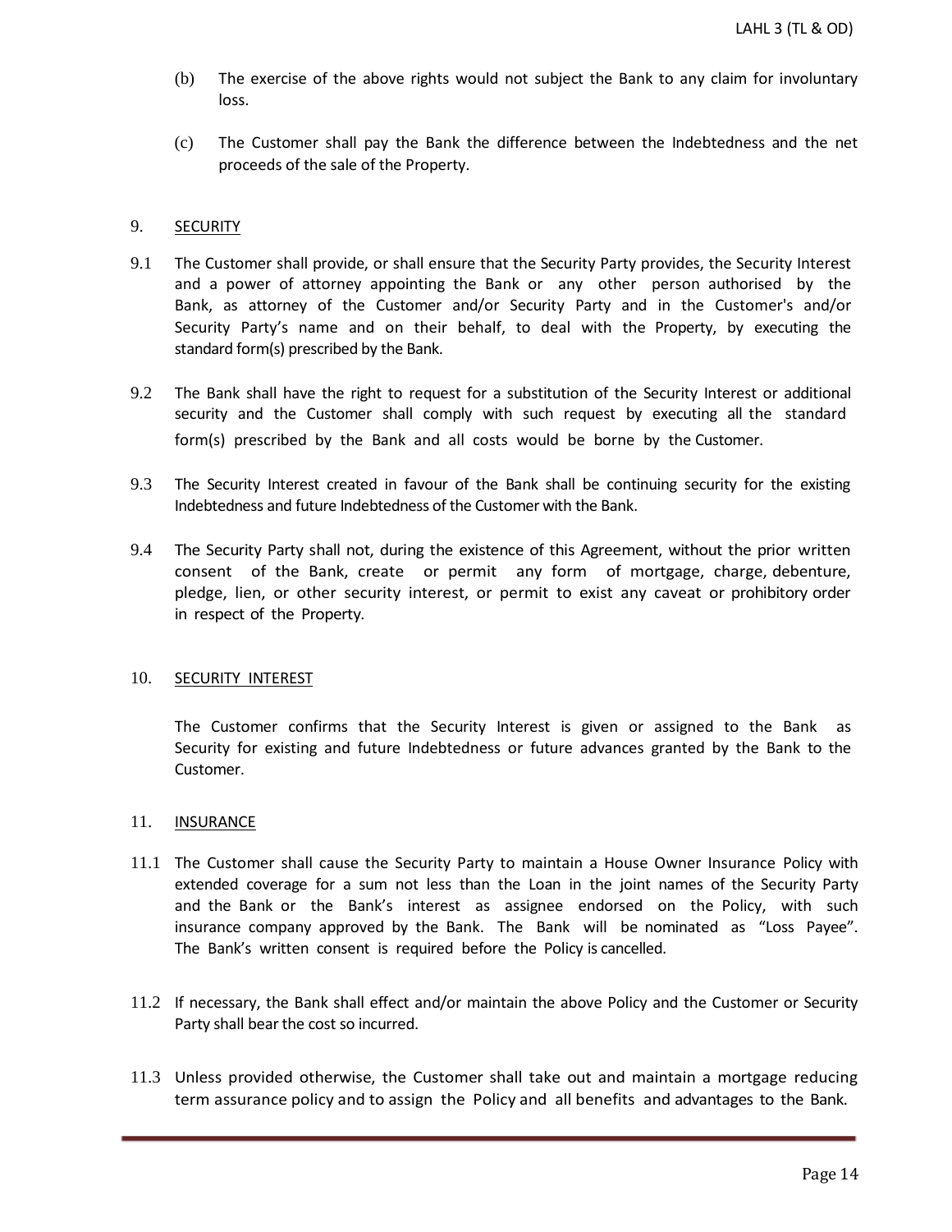(b) The exercise of the above rights would not subject the Bank to any claim for involuntary loss.

(c) The Customer shall pay the Bank the difference between the Indebtedness and the net proceeds of the sale of the Property.

9. <u>SECURITY</u>

9.1 The Customer shall provide, or shall ensure that the Security Party provides, the Security Interest and a power of attorney appointing the Bank or any other person authorised by the Bank, as attorney of the Customer and/or Security Party and in the Customer's and/or Security Party's name and on their behalf, to deal with the Property, by executing the standard form(s) prescribed by the Bank.

9.2 The Bank shall have the right to request for a substitution of the Security Interest or additional security and the Customer shall comply with such request by executing all the standard form(s) prescribed by the Bank and all costs would be borne by the Customer.

9.3 The Security Interest created in favour of the Bank shall be continuing security for the existing Indebtedness and future Indebtedness of the Customer with the Bank.

9.4 The Security Party shall not, during the existence of this Agreement, without the prior written consent of the Bank, create or permit any form of mortgage, charge, debenture, pledge, lien, or other security interest, or permit to exist any caveat or prohibitory order in respect of the Property.

10. <u>SECURITY INTEREST</u>

The Customer confirms that the Security Interest is given or assigned to the Bank as Security for existing and future Indebtedness or future advances granted by the Bank to the Customer.

11. <u>INSURANCE</u>

11.1 The Customer shall cause the Security Party to maintain a House Owner Insurance Policy with extended coverage for a sum not less than the Loan in the joint names of the Security Party and the Bank or the Bank's interest as assignee endorsed on the Policy, with such insurance company approved by the Bank. The Bank will be nominated as "Loss Payee". The Bank's written consent is required before the Policy is cancelled.

11.2 If necessary, the Bank shall effect and/or maintain the above Policy and the Customer or Security Party shall bear the cost so incurred.

11.3 Unless provided otherwise, the Customer shall take out and maintain a mortgage reducing term assurance policy and to assign the Policy and all benefits and advantages to the Bank.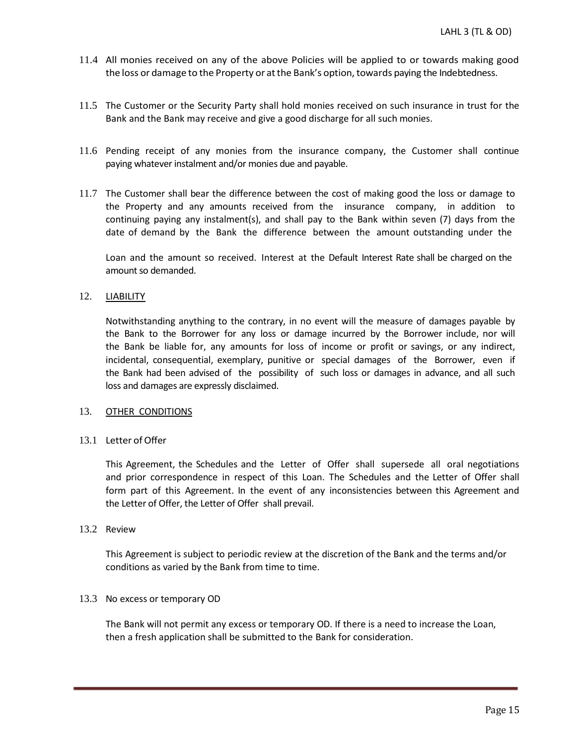11.4 All monies received on any of the above Policies will be applied to or towards making good the loss or damage to the Property or at the Bank's option, towards paying the Indebtedness.

11.5 The Customer or the Security Party shall hold monies received on such insurance in trust for the Bank and the Bank may receive and give a good discharge for all such monies.

11.6 Pending receipt of any monies from the insurance company, the Customer shall continue paying whatever instalment and/or monies due and payable.

11.7 The Customer shall bear the difference between the cost of making good the loss or damage to the Property and any amounts received from the insurance company, in addition to continuing paying any instalment(s), and shall pay to the Bank within seven (7) days from the date of demand by the Bank the difference between the amount outstanding under the Loan and the amount so received. Interest at the Default Interest Rate shall be charged on the amount so demanded.

## 12. LIABILITY

Notwithstanding anything to the contrary, in no event will the measure of damages payable by the Bank to the Borrower for any loss or damage incurred by the Borrower include, nor will the Bank be liable for, any amounts for loss of income or profit or savings, or any indirect, incidental, consequential, exemplary, punitive or special damages of the Borrower, even if the Bank had been advised of the possibility of such loss or damages in advance, and all such loss and damages are expressly disclaimed.

## 13. OTHER CONDITIONS

13.1 Letter of Offer

This Agreement, the Schedules and the Letter of Offer shall supersede all oral negotiations and prior correspondence in respect of this Loan. The Schedules and the Letter of Offer shall form part of this Agreement. In the event of any inconsistencies between this Agreement and the Letter of Offer, the Letter of Offer shall prevail.

13.2 Review

This Agreement is subject to periodic review at the discretion of the Bank and the terms and/or conditions as varied by the Bank from time to time.

13.3 No excess or temporary OD

The Bank will not permit any excess or temporary OD. If there is a need to increase the Loan, then a fresh application shall be submitted to the Bank for consideration.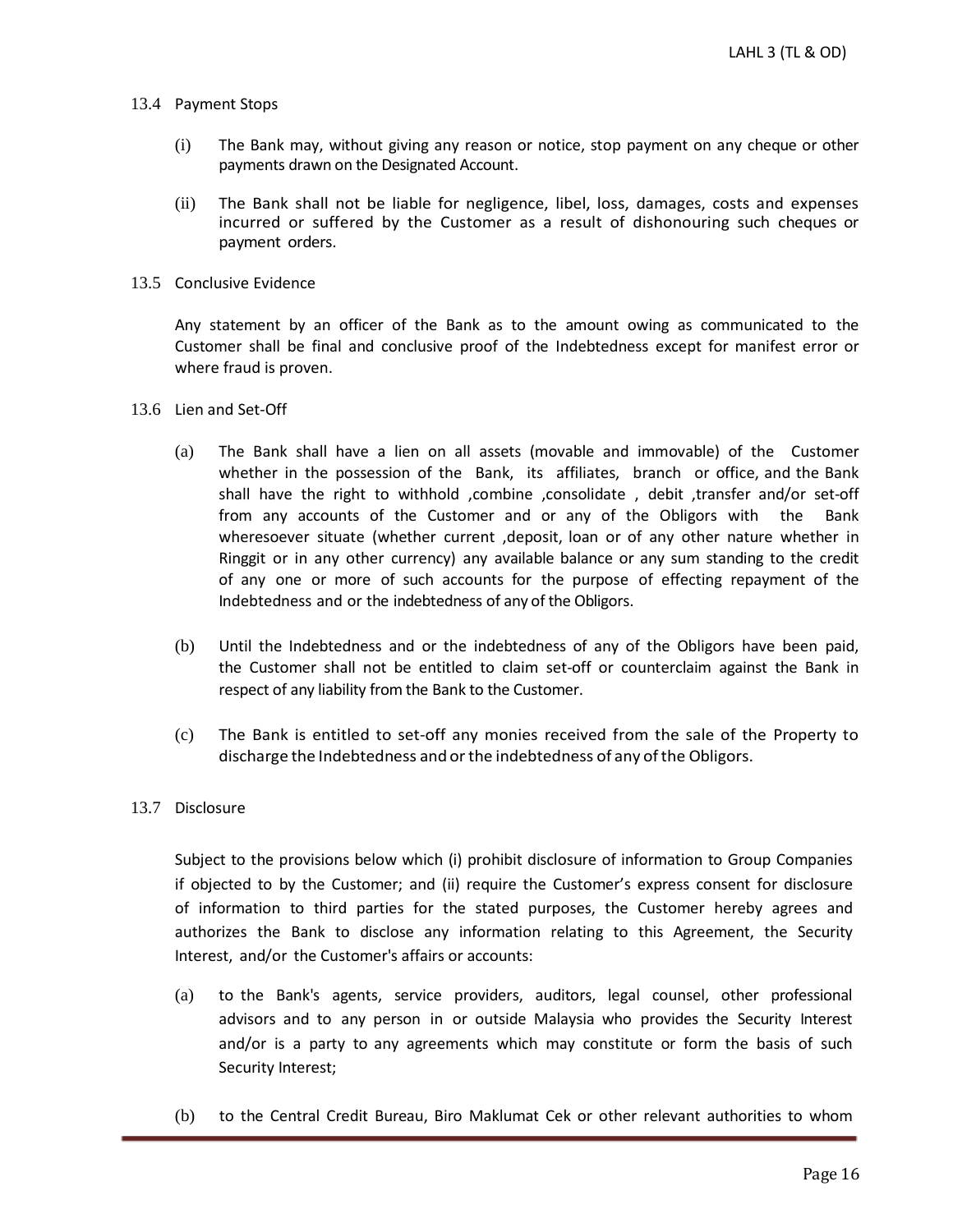13.4 Payment Stops

(i) The Bank may, without giving any reason or notice, stop payment on any cheque or other payments drawn on the Designated Account.

(ii) The Bank shall not be liable for negligence, libel, loss, damages, costs and expenses incurred or suffered by the Customer as a result of dishonouring such cheques or payment orders.

13.5 Conclusive Evidence

Any statement by an officer of the Bank as to the amount owing as communicated to the Customer shall be final and conclusive proof of the Indebtedness except for manifest error or where fraud is proven.

13.6 Lien and Set-Off

(a) The Bank shall have a lien on all assets (movable and immovable) of the Customer whether in the possession of the Bank, its affiliates, branch or office, and the Bank shall have the right to withhold ,combine ,consolidate , debit ,transfer and/or set-off from any accounts of the Customer and or any of the Obligors with the Bank wheresoever situate (whether current ,deposit, loan or of any other nature whether in Ringgit or in any other currency) any available balance or any sum standing to the credit of any one or more of such accounts for the purpose of effecting repayment of the Indebtedness and or the indebtedness of any of the Obligors.

(b) Until the Indebtedness and or the indebtedness of any of the Obligors have been paid, the Customer shall not be entitled to claim set-off or counterclaim against the Bank in respect of any liability from the Bank to the Customer.

(c) The Bank is entitled to set-off any monies received from the sale of the Property to discharge the Indebtedness and or the indebtedness of any of the Obligors.

13.7 Disclosure

Subject to the provisions below which (i) prohibit disclosure of information to Group Companies if objected to by the Customer; and (ii) require the Customer's express consent for disclosure of information to third parties for the stated purposes, the Customer hereby agrees and authorizes the Bank to disclose any information relating to this Agreement, the Security Interest, and/or the Customer's affairs or accounts:

(a) to the Bank's agents, service providers, auditors, legal counsel, other professional advisors and to any person in or outside Malaysia who provides the Security Interest and/or is a party to any agreements which may constitute or form the basis of such Security Interest;

(b) to the Central Credit Bureau, Biro Maklumat Cek or other relevant authorities to whom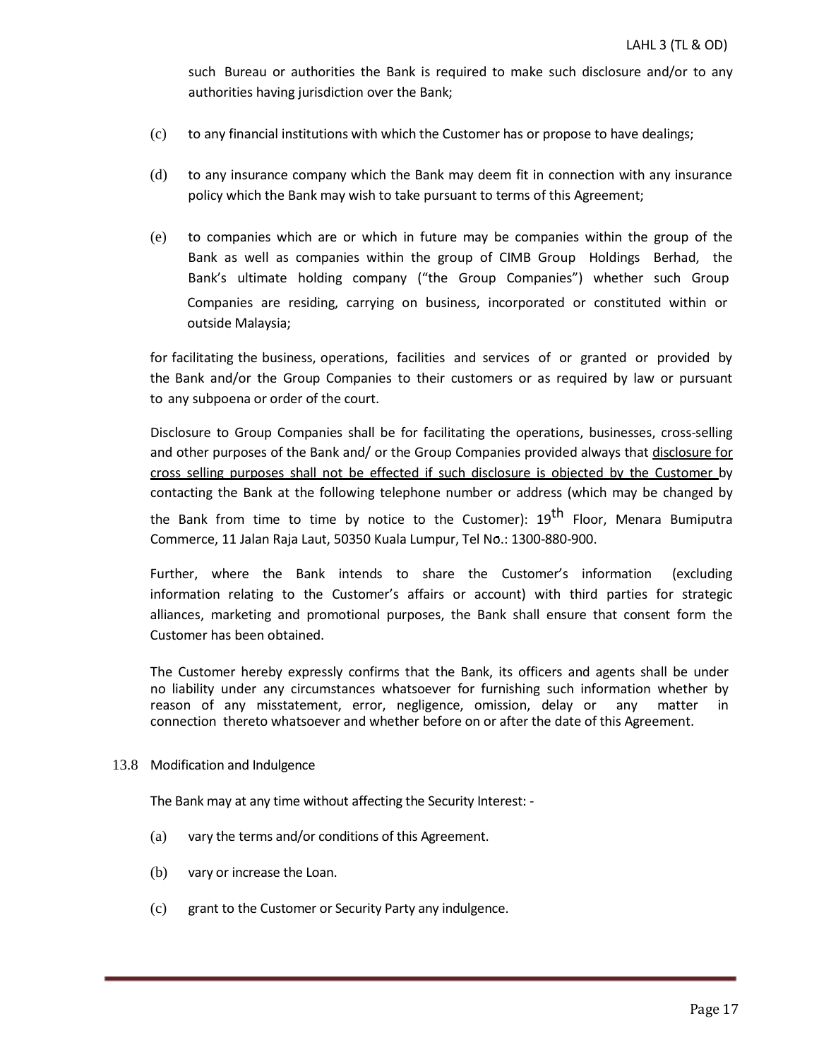such Bureau or authorities the Bank is required to make such disclosure and/or to any authorities having jurisdiction over the Bank;

(c) to any financial institutions with which the Customer has or propose to have dealings;

(d) to any insurance company which the Bank may deem fit in connection with any insurance policy which the Bank may wish to take pursuant to terms of this Agreement;

(e) to companies which are or which in future may be companies within the group of the Bank as well as companies within the group of CIMB Group Holdings Berhad, the Bank's ultimate holding company ("the Group Companies") whether such Group Companies are residing, carrying on business, incorporated or constituted within or outside Malaysia;

for facilitating the business, operations, facilities and services of or granted or provided by the Bank and/or the Group Companies to their customers or as required by law or pursuant to any subpoena or order of the court.

Disclosure to Group Companies shall be for facilitating the operations, businesses, cross-selling and other purposes of the Bank and/ or the Group Companies provided always that <u>disclosure for cross selling purposes shall not be effected if such disclosure is objected by the Customer</u> by contacting the Bank at the following telephone number or address (which may be changed by the Bank from time to time by notice to the Customer): 19th Floor, Menara Bumiputra Commerce, 11 Jalan Raja Laut, 50350 Kuala Lumpur, Tel No.: 1300-880-900.

Further, where the Bank intends to share the Customer's information (excluding information relating to the Customer's affairs or account) with third parties for strategic alliances, marketing and promotional purposes, the Bank shall ensure that consent form the Customer has been obtained.

The Customer hereby expressly confirms that the Bank, its officers and agents shall be under no liability under any circumstances whatsoever for furnishing such information whether by reason of any misstatement, error, negligence, omission, delay or any matter in connection thereto whatsoever and whether before on or after the date of this Agreement.

13.8 Modification and Indulgence

The Bank may at any time without affecting the Security Interest: -

(a) vary the terms and/or conditions of this Agreement.

(b) vary or increase the Loan.

(c) grant to the Customer or Security Party any indulgence.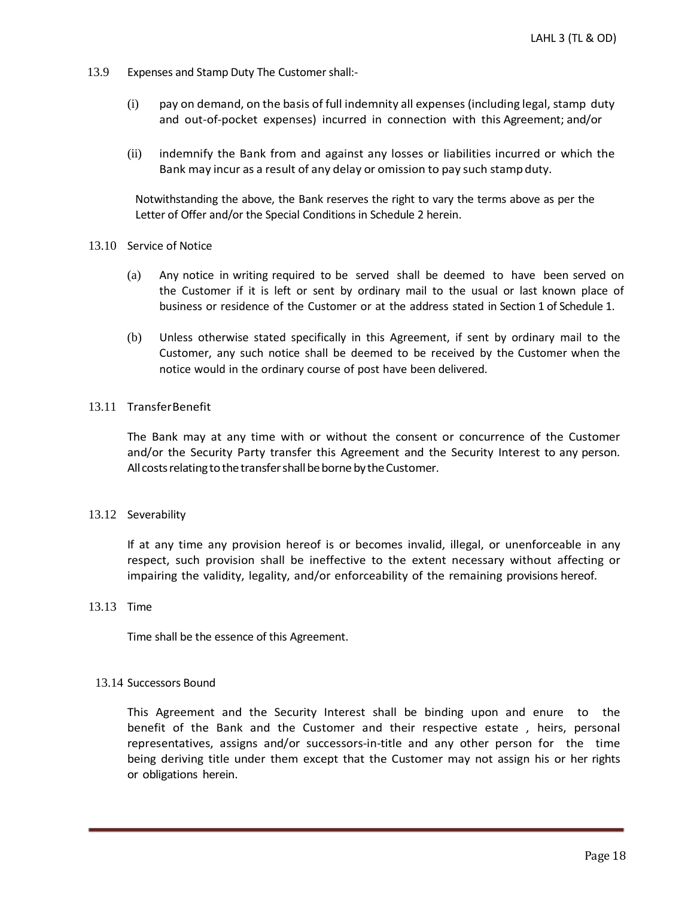13.9 Expenses and Stamp Duty The Customer shall:-

(i) pay on demand, on the basis of full indemnity all expenses (including legal, stamp duty and out-of-pocket expenses) incurred in connection with this Agreement; and/or

(ii) indemnify the Bank from and against any losses or liabilities incurred or which the Bank may incur as a result of any delay or omission to pay such stamp duty.

Notwithstanding the above, the Bank reserves the right to vary the terms above as per the Letter of Offer and/or the Special Conditions in Schedule 2 herein.

13.10 Service of Notice

(a) Any notice in writing required to be served shall be deemed to have been served on the Customer if it is left or sent by ordinary mail to the usual or last known place of business or residence of the Customer or at the address stated in Section 1 of Schedule 1.

(b) Unless otherwise stated specifically in this Agreement, if sent by ordinary mail to the Customer, any such notice shall be deemed to be received by the Customer when the notice would in the ordinary course of post have been delivered.

13.11 Transfer Benefit

The Bank may at any time with or without the consent or concurrence of the Customer and/or the Security Party transfer this Agreement and the Security Interest to any person. All costs relating to the transfer shall be borne by the Customer.

13.12 Severability

If at any time any provision hereof is or becomes invalid, illegal, or unenforceable in any respect, such provision shall be ineffective to the extent necessary without affecting or impairing the validity, legality, and/or enforceability of the remaining provisions hereof.

13.13 Time

Time shall be the essence of this Agreement.

13.14 Successors Bound

This Agreement and the Security Interest shall be binding upon and enure to the benefit of the Bank and the Customer and their respective estate , heirs, personal representatives, assigns and/or successors-in-title and any other person for the time being deriving title under them except that the Customer may not assign his or her rights or obligations herein.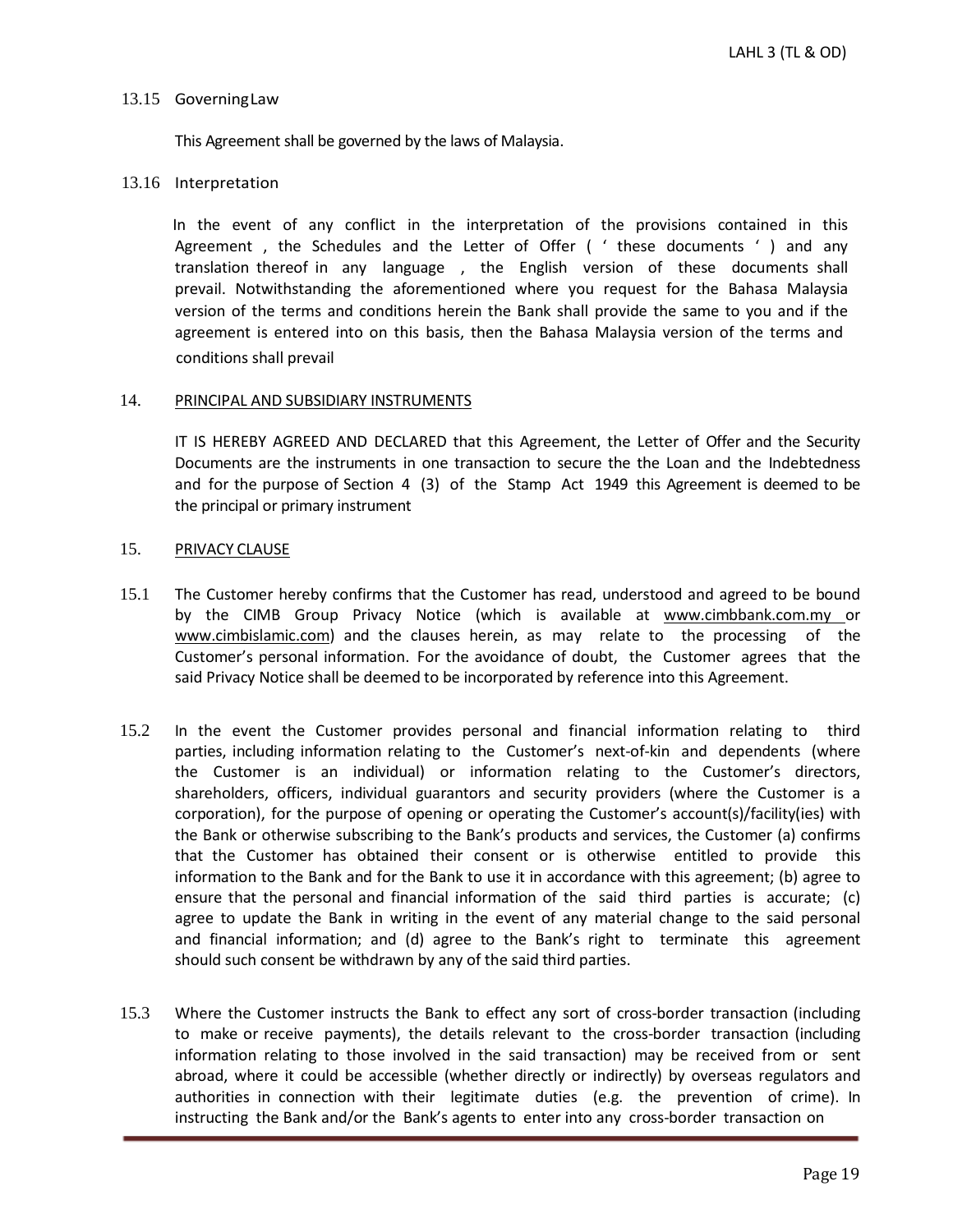13.15 Governing Law

This Agreement shall be governed by the laws of Malaysia.

13.16 Interpretation

In the event of any conflict in the interpretation of the provisions contained in this Agreement , the Schedules and the Letter of Offer ( ' these documents ' ) and any translation thereof in any language , the English version of these documents shall prevail. Notwithstanding the aforementioned where you request for the Bahasa Malaysia version of the terms and conditions herein the Bank shall provide the same to you and if the agreement is entered into on this basis, then the Bahasa Malaysia version of the terms and conditions shall prevail

14. PRINCIPAL AND SUBSIDIARY INSTRUMENTS

IT IS HEREBY AGREED AND DECLARED that this Agreement, the Letter of Offer and the Security Documents are the instruments in one transaction to secure the the Loan and the Indebtedness and for the purpose of Section 4 (3) of the Stamp Act 1949 this Agreement is deemed to be the principal or primary instrument

15. PRIVACY CLAUSE

15.1 The Customer hereby confirms that the Customer has read, understood and agreed to be bound by the CIMB Group Privacy Notice (which is available at www.cimbbank.com.my or www.cimbislamic.com) and the clauses herein, as may relate to the processing of the Customer's personal information. For the avoidance of doubt, the Customer agrees that the said Privacy Notice shall be deemed to be incorporated by reference into this Agreement.

15.2 In the event the Customer provides personal and financial information relating to third parties, including information relating to the Customer's next-of-kin and dependents (where the Customer is an individual) or information relating to the Customer's directors, shareholders, officers, individual guarantors and security providers (where the Customer is a corporation), for the purpose of opening or operating the Customer's account(s)/facility(ies) with the Bank or otherwise subscribing to the Bank's products and services, the Customer (a) confirms that the Customer has obtained their consent or is otherwise entitled to provide this information to the Bank and for the Bank to use it in accordance with this agreement; (b) agree to ensure that the personal and financial information of the said third parties is accurate; (c) agree to update the Bank in writing in the event of any material change to the said personal and financial information; and (d) agree to the Bank's right to terminate this agreement should such consent be withdrawn by any of the said third parties.

15.3 Where the Customer instructs the Bank to effect any sort of cross-border transaction (including to make or receive payments), the details relevant to the cross-border transaction (including information relating to those involved in the said transaction) may be received from or sent abroad, where it could be accessible (whether directly or indirectly) by overseas regulators and authorities in connection with their legitimate duties (e.g. the prevention of crime). In instructing the Bank and/or the Bank's agents to enter into any cross-border transaction on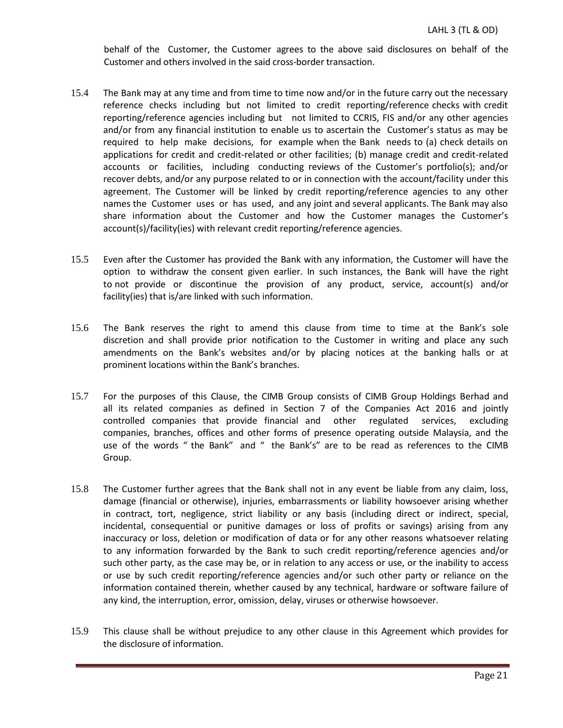behalf of the Customer, the Customer agrees to the above said disclosures on behalf of the Customer and others involved in the said cross-border transaction.

15.4 The Bank may at any time and from time to time now and/or in the future carry out the necessary reference checks including but not limited to credit reporting/reference checks with credit reporting/reference agencies including but not limited to CCRIS, FIS and/or any other agencies and/or from any financial institution to enable us to ascertain the Customer's status as may be required to help make decisions, for example when the Bank needs to (a) check details on applications for credit and credit-related or other facilities; (b) manage credit and credit-related accounts or facilities, including conducting reviews of the Customer's portfolio(s); and/or recover debts, and/or any purpose related to or in connection with the account/facility under this agreement. The Customer will be linked by credit reporting/reference agencies to any other names the Customer uses or has used, and any joint and several applicants. The Bank may also share information about the Customer and how the Customer manages the Customer's account(s)/facility(ies) with relevant credit reporting/reference agencies.

15.5 Even after the Customer has provided the Bank with any information, the Customer will have the option to withdraw the consent given earlier. In such instances, the Bank will have the right to not provide or discontinue the provision of any product, service, account(s) and/or facility(ies) that is/are linked with such information.

15.6 The Bank reserves the right to amend this clause from time to time at the Bank's sole discretion and shall provide prior notification to the Customer in writing and place any such amendments on the Bank's websites and/or by placing notices at the banking halls or at prominent locations within the Bank's branches.

15.7 For the purposes of this Clause, the CIMB Group consists of CIMB Group Holdings Berhad and all its related companies as defined in Section 7 of the Companies Act 2016 and jointly controlled companies that provide financial and other regulated services, excluding companies, branches, offices and other forms of presence operating outside Malaysia, and the use of the words " the Bank" and " the Bank's" are to be read as references to the CIMB Group.

15.8 The Customer further agrees that the Bank shall not in any event be liable from any claim, loss, damage (financial or otherwise), injuries, embarrassments or liability howsoever arising whether in contract, tort, negligence, strict liability or any basis (including direct or indirect, special, incidental, consequential or punitive damages or loss of profits or savings) arising from any inaccuracy or loss, deletion or modification of data or for any other reasons whatsoever relating to any information forwarded by the Bank to such credit reporting/reference agencies and/or such other party, as the case may be, or in relation to any access or use, or the inability to access or use by such credit reporting/reference agencies and/or such other party or reliance on the information contained therein, whether caused by any technical, hardware or software failure of any kind, the interruption, error, omission, delay, viruses or otherwise howsoever.

15.9 This clause shall be without prejudice to any other clause in this Agreement which provides for the disclosure of information.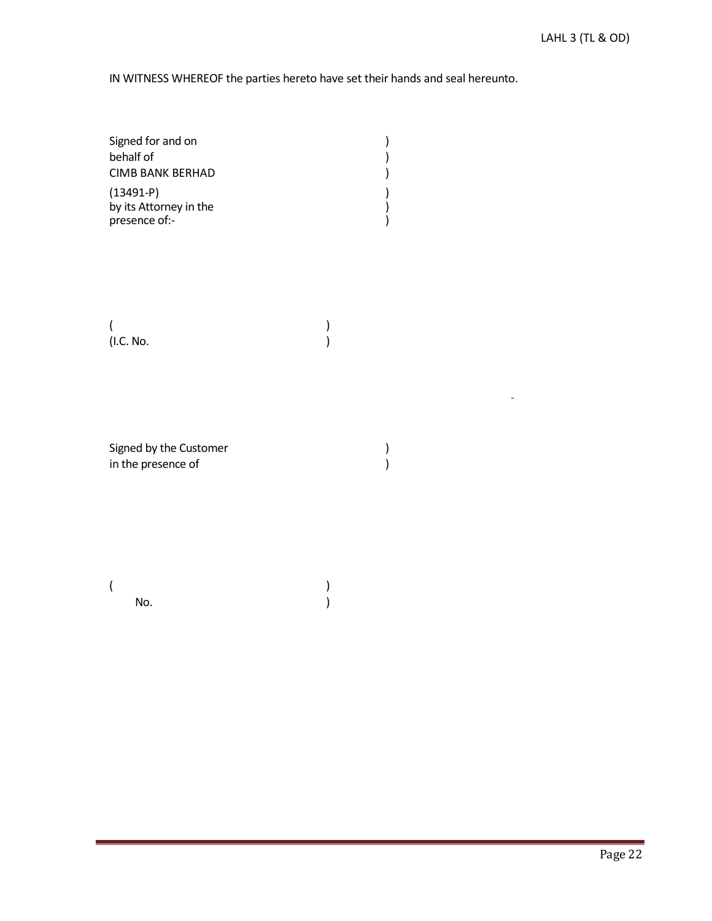IN WITNESS WHEREOF the parties hereto have set their hands and seal hereunto.

Signed for and on )
behalf of )
CIMB BANK BERHAD )
(13491-P) )
by its Attorney in the )
presence of:- )

( )
(I.C. No. )

Signed by the Customer )
in the presence of )

( )
No. )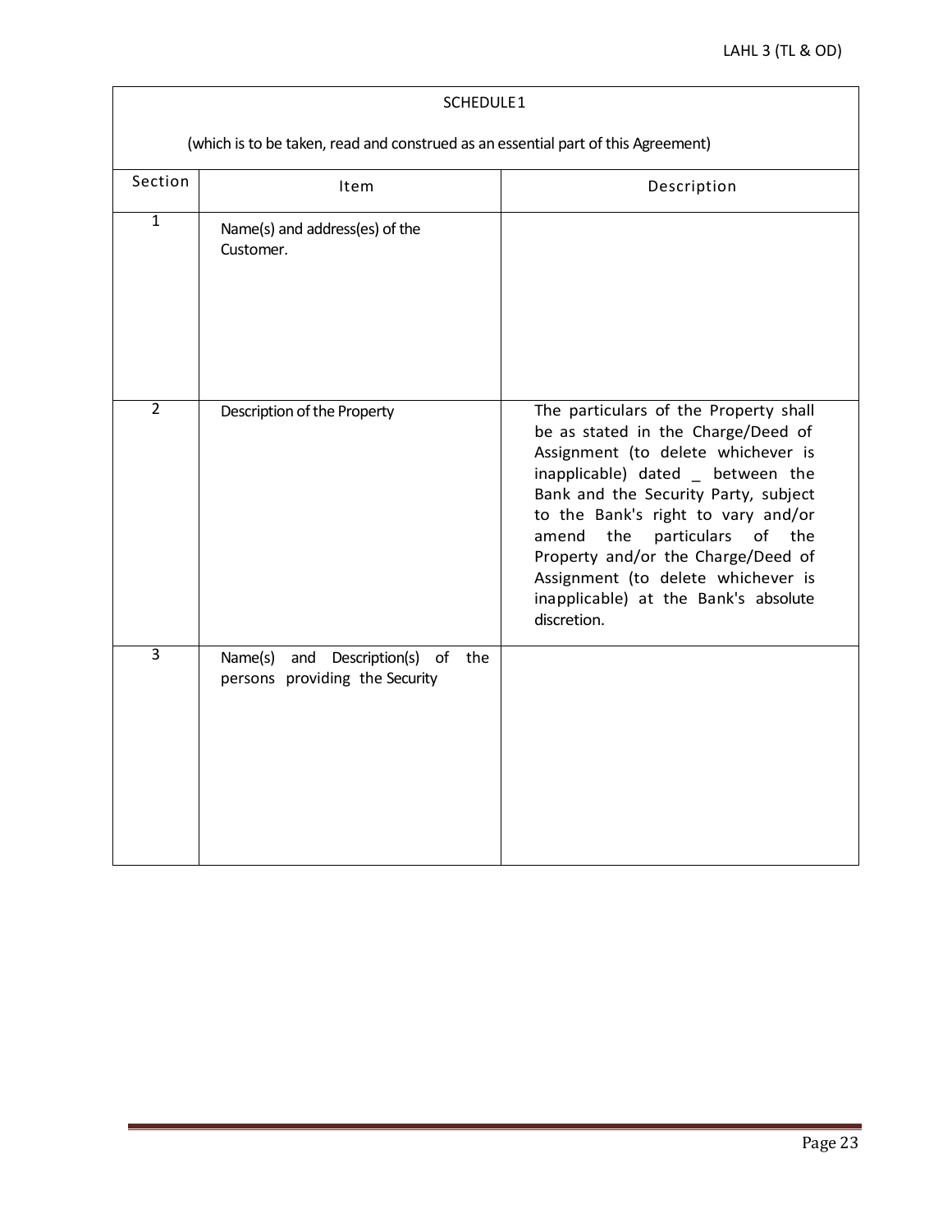## SCHEDULE 1

(which is to be taken, read and construed as an essential part of this Agreement)

| Section | Item | Description |
| --- | --- | --- |
| 1 | Name(s) and address(es) of the Customer. | |
| 2 | Description of the Property | The particulars of the Property shall be as stated in the Charge/Deed of Assignment (to delete whichever is inapplicable) dated _ between the Bank and the Security Party, subject to the Bank's right to vary and/or amend the particulars of the Property and/or the Charge/Deed of Assignment (to delete whichever is inapplicable) at the Bank's absolute discretion. |
| 3 | Name(s) and Description(s) of the persons providing the Security | |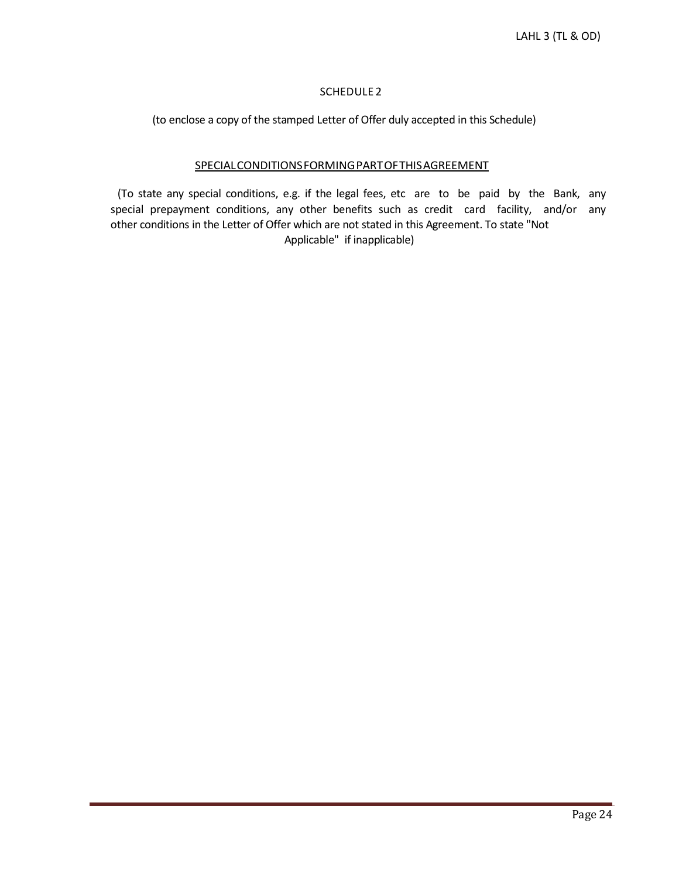# SCHEDULE 2

(to enclose a copy of the stamped Letter of Offer duly accepted in this Schedule)

## SPECIAL CONDITIONS FORMING PART OF THIS AGREEMENT

(To state any special conditions, e.g. if the legal fees, etc are to be paid by the Bank, any special prepayment conditions, any other benefits such as credit card facility, and/or any other conditions in the Letter of Offer which are not stated in this Agreement. To state "Not Applicable" if inapplicable)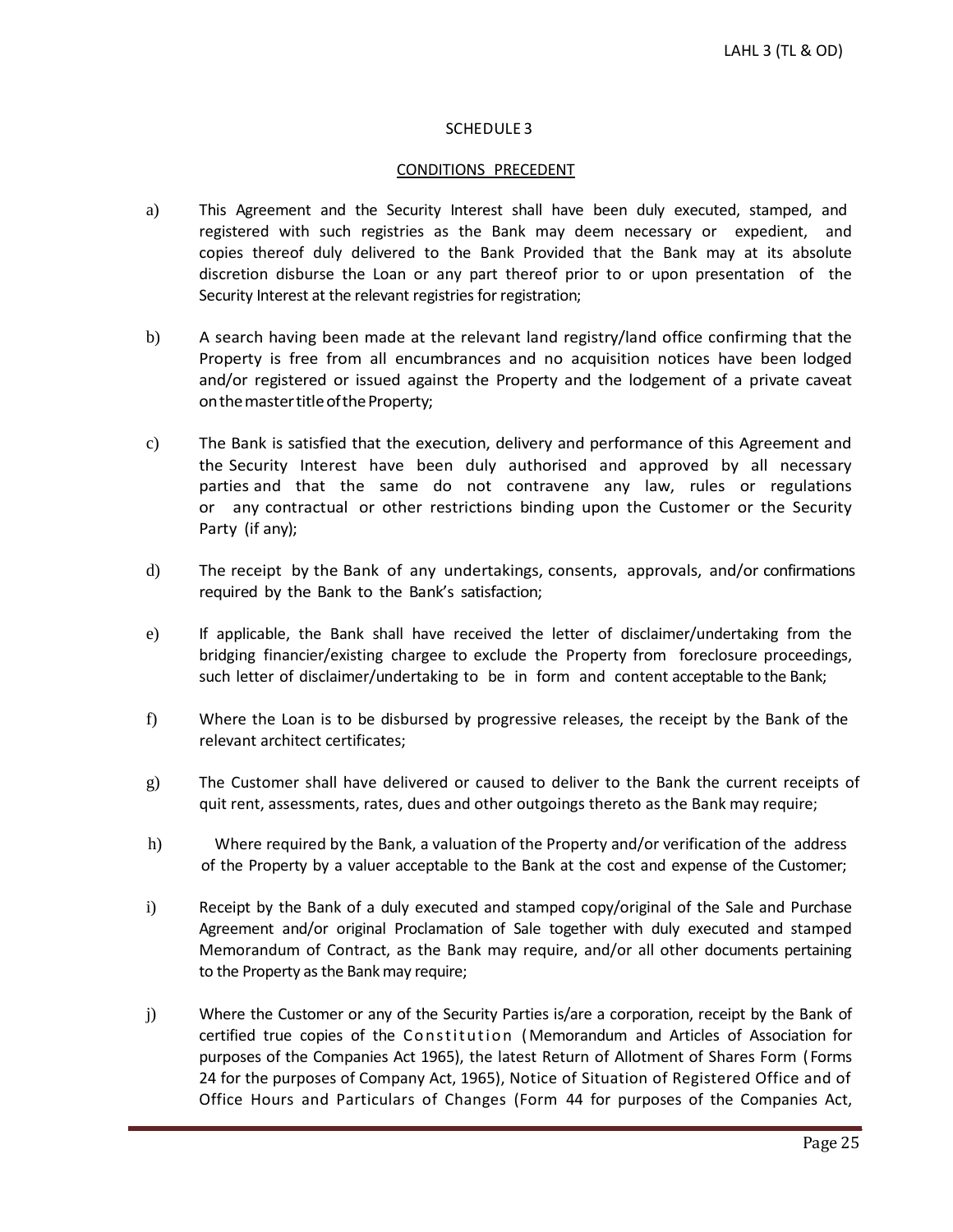# SCHEDULE 3

## CONDITIONS PRECEDENT

a) This Agreement and the Security Interest shall have been duly executed, stamped, and registered with such registries as the Bank may deem necessary or expedient, and copies thereof duly delivered to the Bank Provided that the Bank may at its absolute discretion disburse the Loan or any part thereof prior to or upon presentation of the Security Interest at the relevant registries for registration;

b) A search having been made at the relevant land registry/land office confirming that the Property is free from all encumbrances and no acquisition notices have been lodged and/or registered or issued against the Property and the lodgement of a private caveat on the master title of the Property;

c) The Bank is satisfied that the execution, delivery and performance of this Agreement and the Security Interest have been duly authorised and approved by all necessary parties and that the same do not contravene any law, rules or regulations or any contractual or other restrictions binding upon the Customer or the Security Party (if any);

d) The receipt by the Bank of any undertakings, consents, approvals, and/or confirmations required by the Bank to the Bank's satisfaction;

e) If applicable, the Bank shall have received the letter of disclaimer/undertaking from the bridging financier/existing chargee to exclude the Property from foreclosure proceedings, such letter of disclaimer/undertaking to be in form and content acceptable to the Bank;

f) Where the Loan is to be disbursed by progressive releases, the receipt by the Bank of the relevant architect certificates;

g) The Customer shall have delivered or caused to deliver to the Bank the current receipts of quit rent, assessments, rates, dues and other outgoings thereto as the Bank may require;

h) Where required by the Bank, a valuation of the Property and/or verification of the address of the Property by a valuer acceptable to the Bank at the cost and expense of the Customer;

i) Receipt by the Bank of a duly executed and stamped copy/original of the Sale and Purchase Agreement and/or original Proclamation of Sale together with duly executed and stamped Memorandum of Contract, as the Bank may require, and/or all other documents pertaining to the Property as the Bank may require;

j) Where the Customer or any of the Security Parties is/are a corporation, receipt by the Bank of certified true copies of the Constitution (Memorandum and Articles of Association for purposes of the Companies Act 1965), the latest Return of Allotment of Shares Form (Forms 24 for the purposes of Company Act, 1965), Notice of Situation of Registered Office and of Office Hours and Particulars of Changes (Form 44 for purposes of the Companies Act,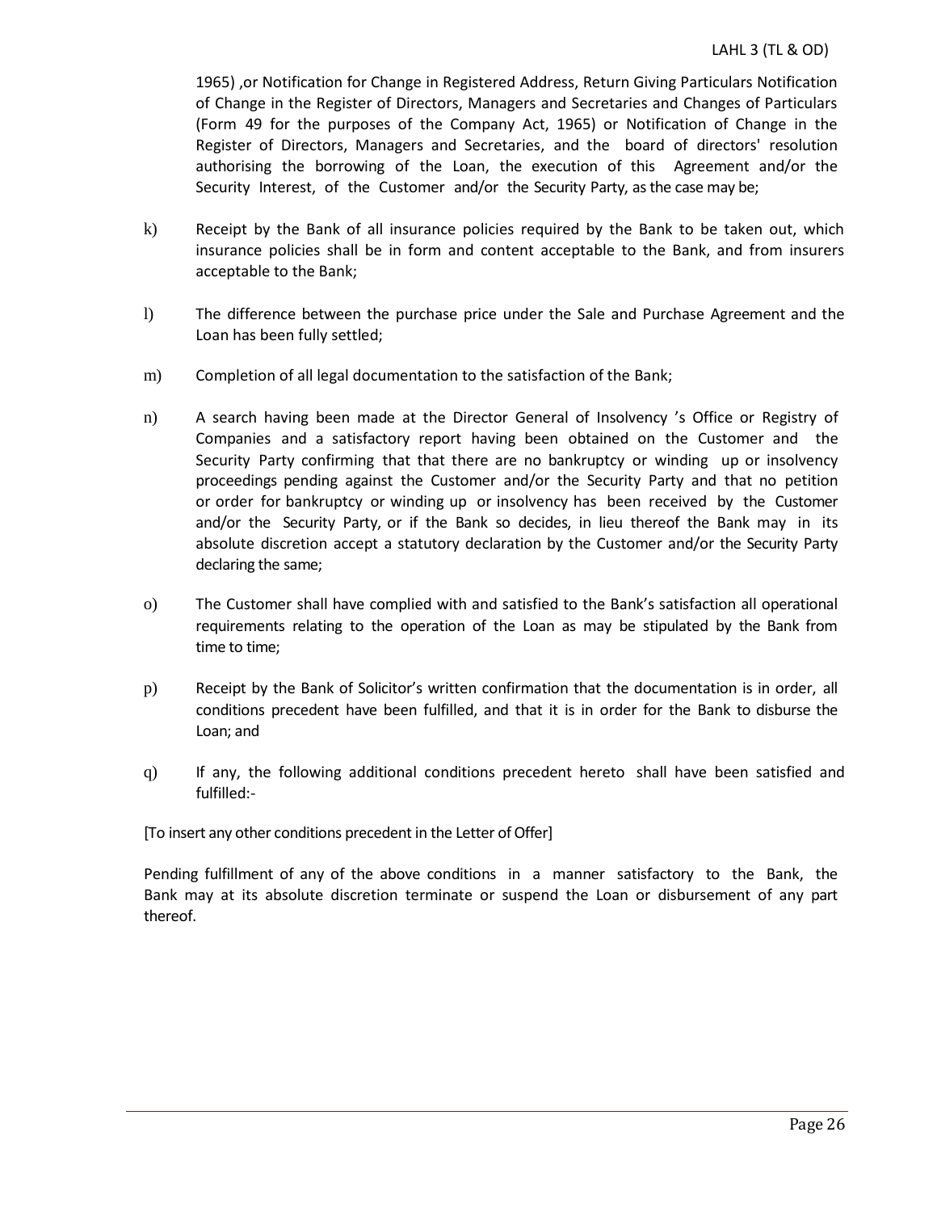1965) ,or Notification for Change in Registered Address, Return Giving Particulars Notification of Change in the Register of Directors, Managers and Secretaries and Changes of Particulars (Form 49 for the purposes of the Company Act, 1965) or Notification of Change in the Register of Directors, Managers and Secretaries, and the board of directors' resolution authorising the borrowing of the Loan, the execution of this Agreement and/or the Security Interest, of the Customer and/or the Security Party, as the case may be;

k) Receipt by the Bank of all insurance policies required by the Bank to be taken out, which insurance policies shall be in form and content acceptable to the Bank, and from insurers acceptable to the Bank;

l) The difference between the purchase price under the Sale and Purchase Agreement and the Loan has been fully settled;

m) Completion of all legal documentation to the satisfaction of the Bank;

n) A search having been made at the Director General of Insolvency 's Office or Registry of Companies and a satisfactory report having been obtained on the Customer and the Security Party confirming that that there are no bankruptcy or winding up or insolvency proceedings pending against the Customer and/or the Security Party and that no petition or order for bankruptcy or winding up or insolvency has been received by the Customer and/or the Security Party, or if the Bank so decides, in lieu thereof the Bank may in its absolute discretion accept a statutory declaration by the Customer and/or the Security Party declaring the same;

o) The Customer shall have complied with and satisfied to the Bank's satisfaction all operational requirements relating to the operation of the Loan as may be stipulated by the Bank from time to time;

p) Receipt by the Bank of Solicitor's written confirmation that the documentation is in order, all conditions precedent have been fulfilled, and that it is in order for the Bank to disburse the Loan; and

q) If any, the following additional conditions precedent hereto shall have been satisfied and fulfilled:-

[To insert any other conditions precedent in the Letter of Offer]

Pending fulfillment of any of the above conditions in a manner satisfactory to the Bank, the Bank may at its absolute discretion terminate or suspend the Loan or disbursement of any part thereof.